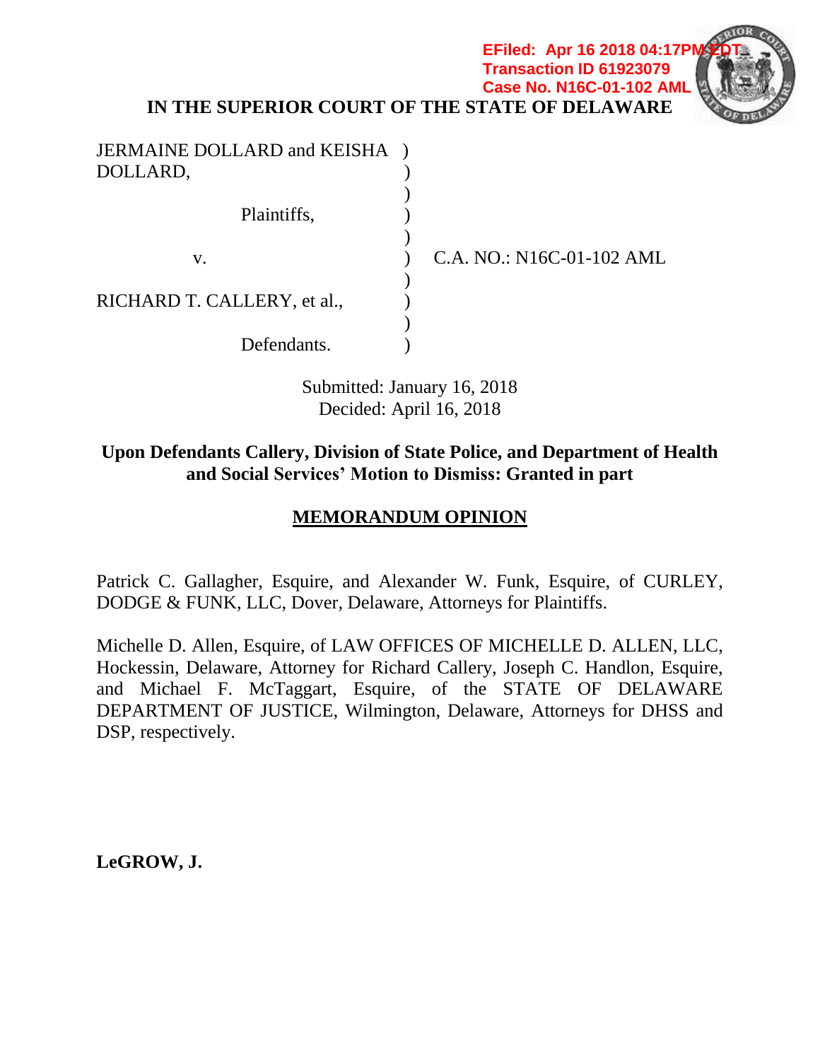EFiled: Apr 16 2018 04:17PM EDT
Transaction ID 61923079
Case No. N16C-01-102 AML

# IN THE SUPERIOR COURT OF THE STATE OF DELAWARE

| | | |
|---|---|---|
| JERMAINE DOLLARD and KEISHA DOLLARD, | ) | |
| | ) | |
| Plaintiffs, | ) | |
| | ) | |
| v. | ) | C.A. NO.: N16C-01-102 AML |
| | ) | |
| RICHARD T. CALLERY, et al., | ) | |
| | ) | |
| Defendants. | ) | |

Submitted: January 16, 2018
Decided: April 16, 2018

**Upon Defendants Callery, Division of State Police, and Department of Health and Social Services' Motion to Dismiss: Granted in part**

## MEMORANDUM OPINION

Patrick C. Gallagher, Esquire, and Alexander W. Funk, Esquire, of CURLEY, DODGE & FUNK, LLC, Dover, Delaware, Attorneys for Plaintiffs.

Michelle D. Allen, Esquire, of LAW OFFICES OF MICHELLE D. ALLEN, LLC, Hockessin, Delaware, Attorney for Richard Callery, Joseph C. Handlon, Esquire, and Michael F. McTaggart, Esquire, of the STATE OF DELAWARE DEPARTMENT OF JUSTICE, Wilmington, Delaware, Attorneys for DHSS and DSP, respectively.

**LeGROW, J.**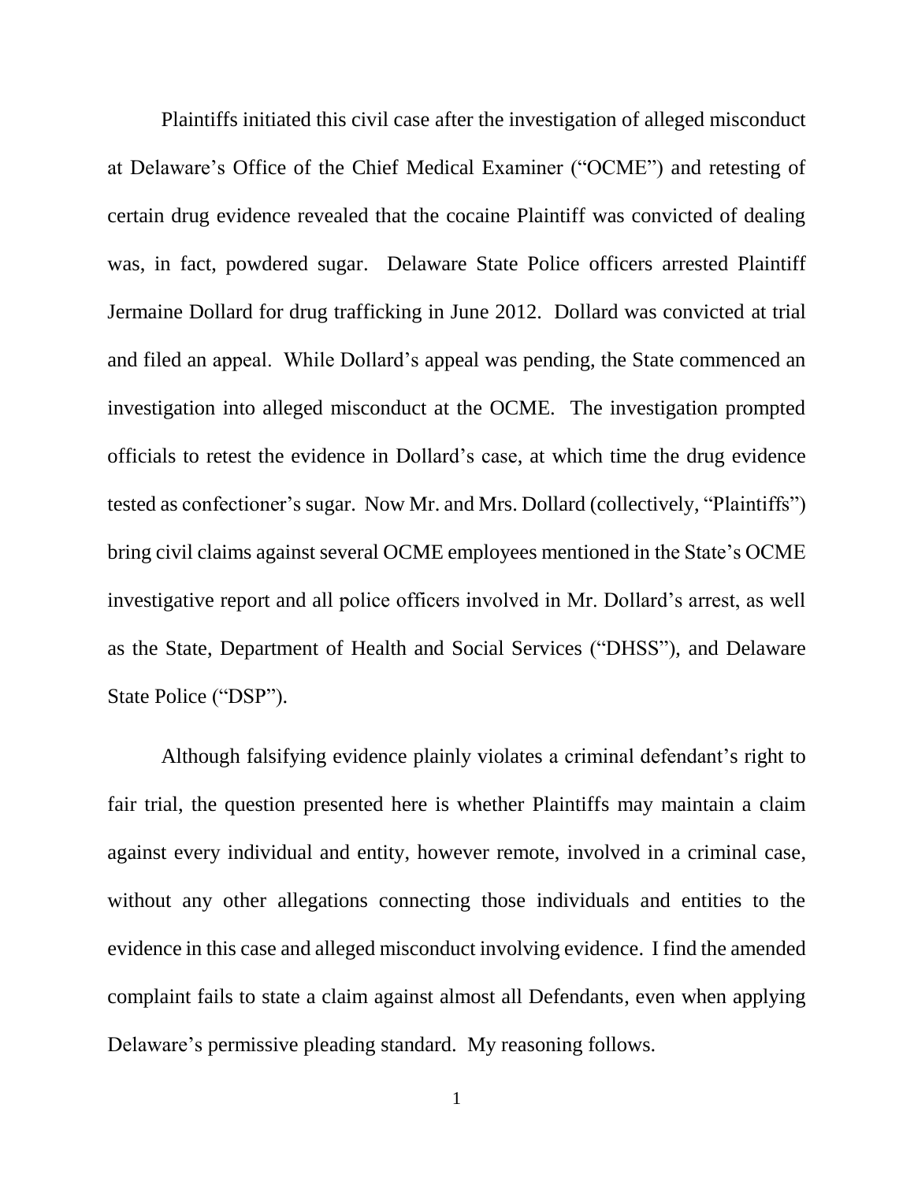Plaintiffs initiated this civil case after the investigation of alleged misconduct at Delaware's Office of the Chief Medical Examiner ("OCME") and retesting of certain drug evidence revealed that the cocaine Plaintiff was convicted of dealing was, in fact, powdered sugar. Delaware State Police officers arrested Plaintiff Jermaine Dollard for drug trafficking in June 2012. Dollard was convicted at trial and filed an appeal. While Dollard's appeal was pending, the State commenced an investigation into alleged misconduct at the OCME. The investigation prompted officials to retest the evidence in Dollard's case, at which time the drug evidence tested as confectioner's sugar. Now Mr. and Mrs. Dollard (collectively, "Plaintiffs") bring civil claims against several OCME employees mentioned in the State's OCME investigative report and all police officers involved in Mr. Dollard's arrest, as well as the State, Department of Health and Social Services ("DHSS"), and Delaware State Police ("DSP").

Although falsifying evidence plainly violates a criminal defendant's right to fair trial, the question presented here is whether Plaintiffs may maintain a claim against every individual and entity, however remote, involved in a criminal case, without any other allegations connecting those individuals and entities to the evidence in this case and alleged misconduct involving evidence. I find the amended complaint fails to state a claim against almost all Defendants, even when applying Delaware's permissive pleading standard. My reasoning follows.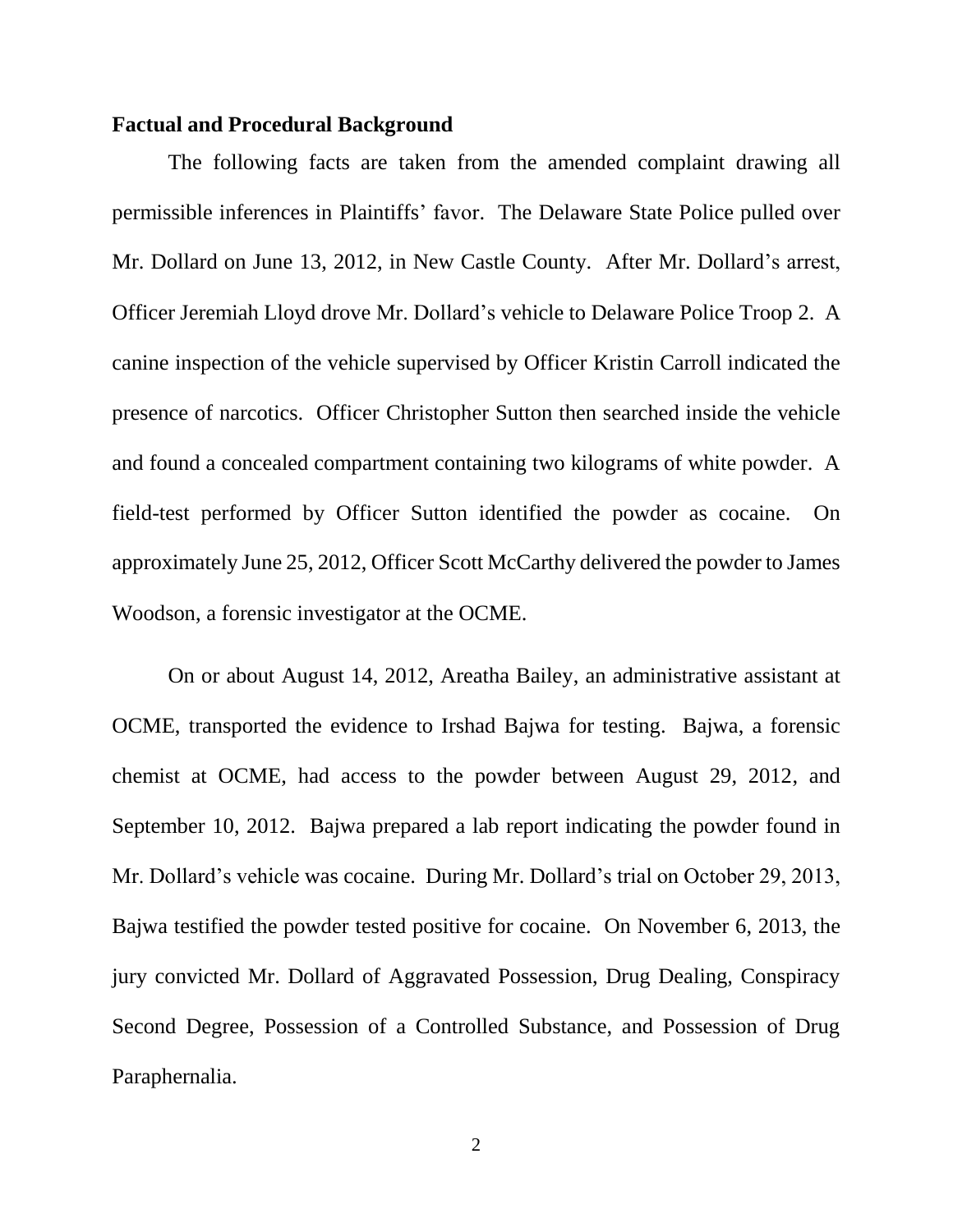**Factual and Procedural Background**

The following facts are taken from the amended complaint drawing all permissible inferences in Plaintiffs' favor. The Delaware State Police pulled over Mr. Dollard on June 13, 2012, in New Castle County. After Mr. Dollard's arrest, Officer Jeremiah Lloyd drove Mr. Dollard's vehicle to Delaware Police Troop 2. A canine inspection of the vehicle supervised by Officer Kristin Carroll indicated the presence of narcotics. Officer Christopher Sutton then searched inside the vehicle and found a concealed compartment containing two kilograms of white powder. A field-test performed by Officer Sutton identified the powder as cocaine. On approximately June 25, 2012, Officer Scott McCarthy delivered the powder to James Woodson, a forensic investigator at the OCME.

On or about August 14, 2012, Areatha Bailey, an administrative assistant at OCME, transported the evidence to Irshad Bajwa for testing. Bajwa, a forensic chemist at OCME, had access to the powder between August 29, 2012, and September 10, 2012. Bajwa prepared a lab report indicating the powder found in Mr. Dollard's vehicle was cocaine. During Mr. Dollard's trial on October 29, 2013, Bajwa testified the powder tested positive for cocaine. On November 6, 2013, the jury convicted Mr. Dollard of Aggravated Possession, Drug Dealing, Conspiracy Second Degree, Possession of a Controlled Substance, and Possession of Drug Paraphernalia.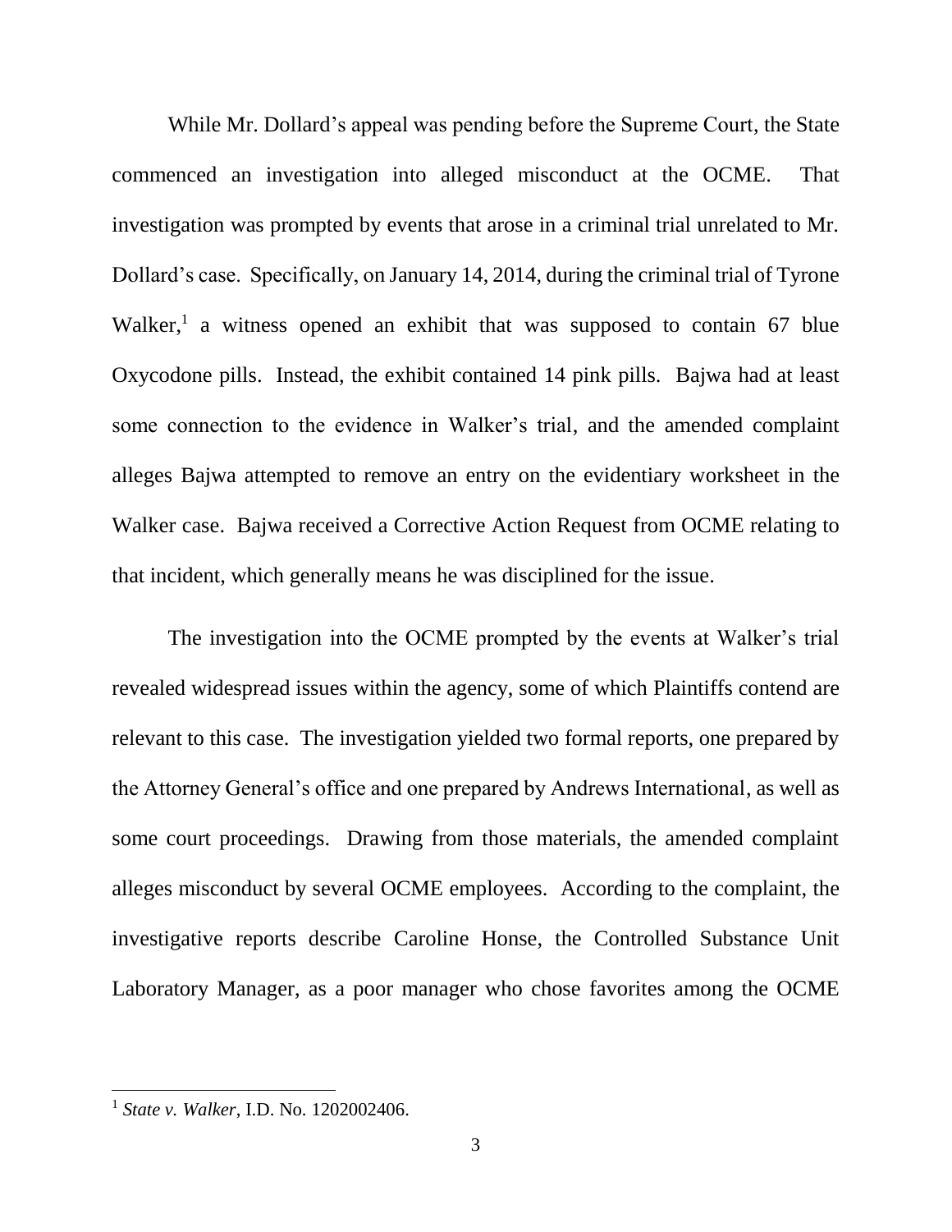While Mr. Dollard's appeal was pending before the Supreme Court, the State commenced an investigation into alleged misconduct at the OCME. That investigation was prompted by events that arose in a criminal trial unrelated to Mr. Dollard's case. Specifically, on January 14, 2014, during the criminal trial of Tyrone Walker,[1] a witness opened an exhibit that was supposed to contain 67 blue Oxycodone pills. Instead, the exhibit contained 14 pink pills. Bajwa had at least some connection to the evidence in Walker's trial, and the amended complaint alleges Bajwa attempted to remove an entry on the evidentiary worksheet in the Walker case. Bajwa received a Corrective Action Request from OCME relating to that incident, which generally means he was disciplined for the issue.

The investigation into the OCME prompted by the events at Walker's trial revealed widespread issues within the agency, some of which Plaintiffs contend are relevant to this case. The investigation yielded two formal reports, one prepared by the Attorney General's office and one prepared by Andrews International, as well as some court proceedings. Drawing from those materials, the amended complaint alleges misconduct by several OCME employees. According to the complaint, the investigative reports describe Caroline Honse, the Controlled Substance Unit Laboratory Manager, as a poor manager who chose favorites among the OCME

---

[1] *State v. Walker*, I.D. No. 1202002406.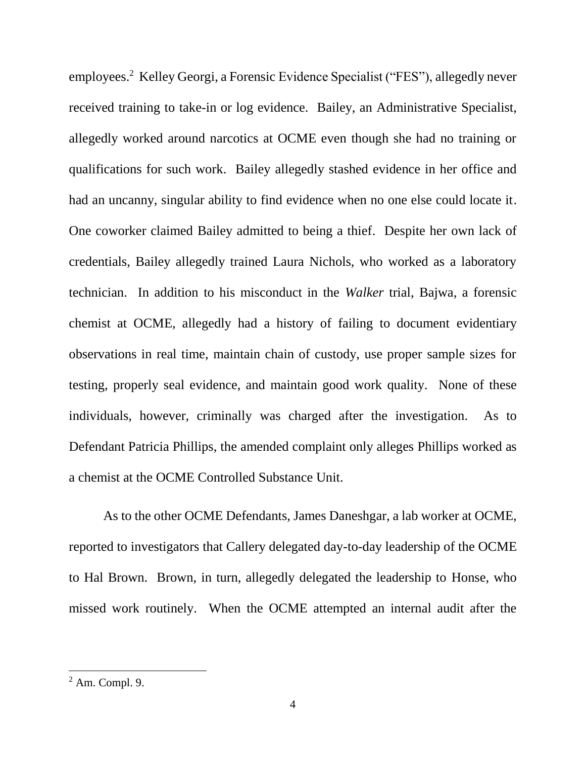employees.[2] Kelley Georgi, a Forensic Evidence Specialist ("FES"), allegedly never received training to take-in or log evidence. Bailey, an Administrative Specialist, allegedly worked around narcotics at OCME even though she had no training or qualifications for such work. Bailey allegedly stashed evidence in her office and had an uncanny, singular ability to find evidence when no one else could locate it. One coworker claimed Bailey admitted to being a thief. Despite her own lack of credentials, Bailey allegedly trained Laura Nichols, who worked as a laboratory technician. In addition to his misconduct in the *Walker* trial, Bajwa, a forensic chemist at OCME, allegedly had a history of failing to document evidentiary observations in real time, maintain chain of custody, use proper sample sizes for testing, properly seal evidence, and maintain good work quality. None of these individuals, however, criminally was charged after the investigation. As to Defendant Patricia Phillips, the amended complaint only alleges Phillips worked as a chemist at the OCME Controlled Substance Unit.

As to the other OCME Defendants, James Daneshgar, a lab worker at OCME, reported to investigators that Callery delegated day-to-day leadership of the OCME to Hal Brown. Brown, in turn, allegedly delegated the leadership to Honse, who missed work routinely. When the OCME attempted an internal audit after the

[2] Am. Compl. 9.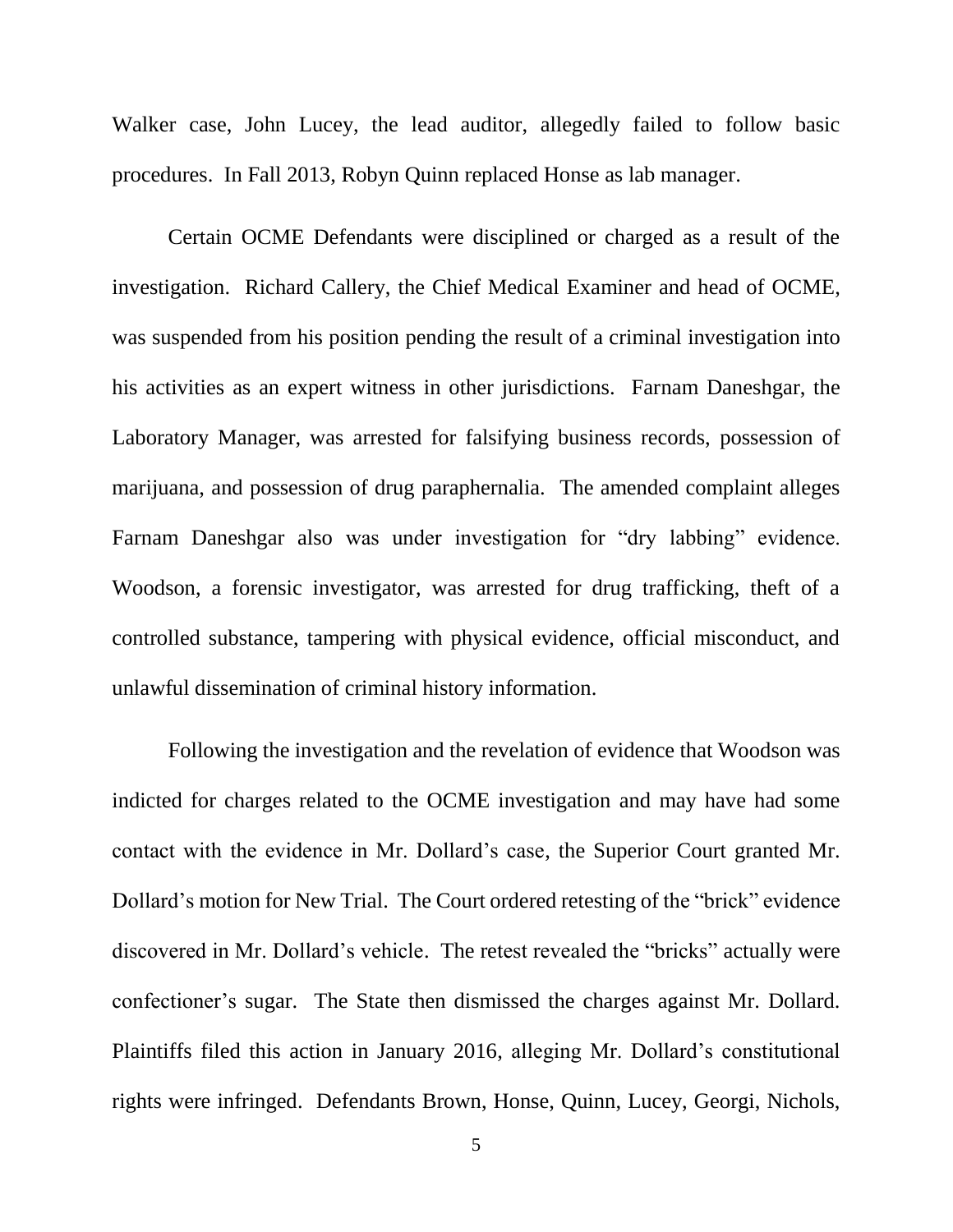Walker case, John Lucey, the lead auditor, allegedly failed to follow basic procedures. In Fall 2013, Robyn Quinn replaced Honse as lab manager.

Certain OCME Defendants were disciplined or charged as a result of the investigation. Richard Callery, the Chief Medical Examiner and head of OCME, was suspended from his position pending the result of a criminal investigation into his activities as an expert witness in other jurisdictions. Farnam Daneshgar, the Laboratory Manager, was arrested for falsifying business records, possession of marijuana, and possession of drug paraphernalia. The amended complaint alleges Farnam Daneshgar also was under investigation for "dry labbing" evidence. Woodson, a forensic investigator, was arrested for drug trafficking, theft of a controlled substance, tampering with physical evidence, official misconduct, and unlawful dissemination of criminal history information.

Following the investigation and the revelation of evidence that Woodson was indicted for charges related to the OCME investigation and may have had some contact with the evidence in Mr. Dollard's case, the Superior Court granted Mr. Dollard's motion for New Trial. The Court ordered retesting of the "brick" evidence discovered in Mr. Dollard's vehicle. The retest revealed the "bricks" actually were confectioner's sugar. The State then dismissed the charges against Mr. Dollard. Plaintiffs filed this action in January 2016, alleging Mr. Dollard's constitutional rights were infringed. Defendants Brown, Honse, Quinn, Lucey, Georgi, Nichols,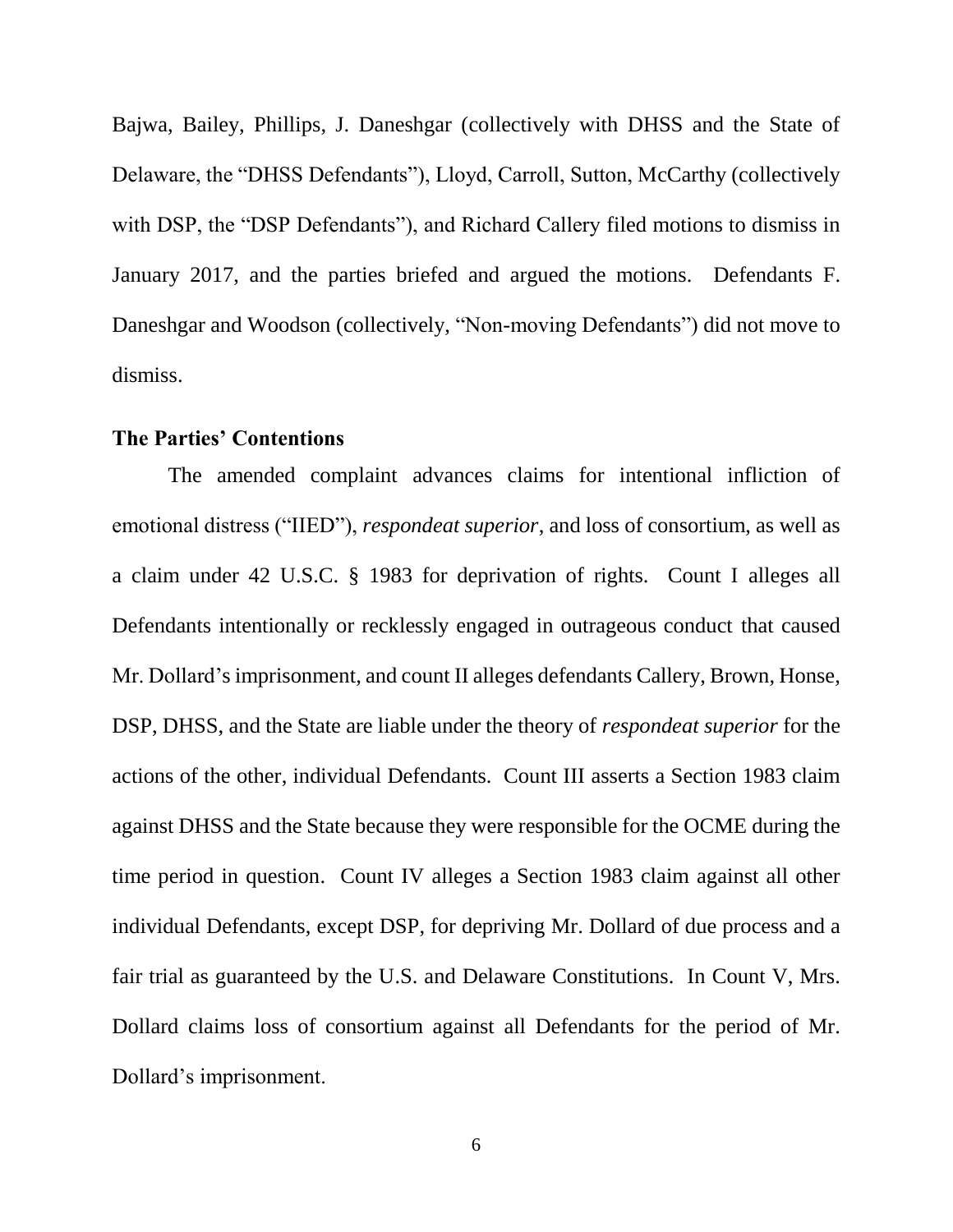Bajwa, Bailey, Phillips, J. Daneshgar (collectively with DHSS and the State of Delaware, the "DHSS Defendants"), Lloyd, Carroll, Sutton, McCarthy (collectively with DSP, the "DSP Defendants"), and Richard Callery filed motions to dismiss in January 2017, and the parties briefed and argued the motions. Defendants F. Daneshgar and Woodson (collectively, "Non-moving Defendants") did not move to dismiss.

**The Parties' Contentions**

The amended complaint advances claims for intentional infliction of emotional distress ("IIED"), *respondeat superior*, and loss of consortium, as well as a claim under 42 U.S.C. § 1983 for deprivation of rights. Count I alleges all Defendants intentionally or recklessly engaged in outrageous conduct that caused Mr. Dollard's imprisonment, and count II alleges defendants Callery, Brown, Honse, DSP, DHSS, and the State are liable under the theory of *respondeat superior* for the actions of the other, individual Defendants. Count III asserts a Section 1983 claim against DHSS and the State because they were responsible for the OCME during the time period in question. Count IV alleges a Section 1983 claim against all other individual Defendants, except DSP, for depriving Mr. Dollard of due process and a fair trial as guaranteed by the U.S. and Delaware Constitutions. In Count V, Mrs. Dollard claims loss of consortium against all Defendants for the period of Mr. Dollard's imprisonment.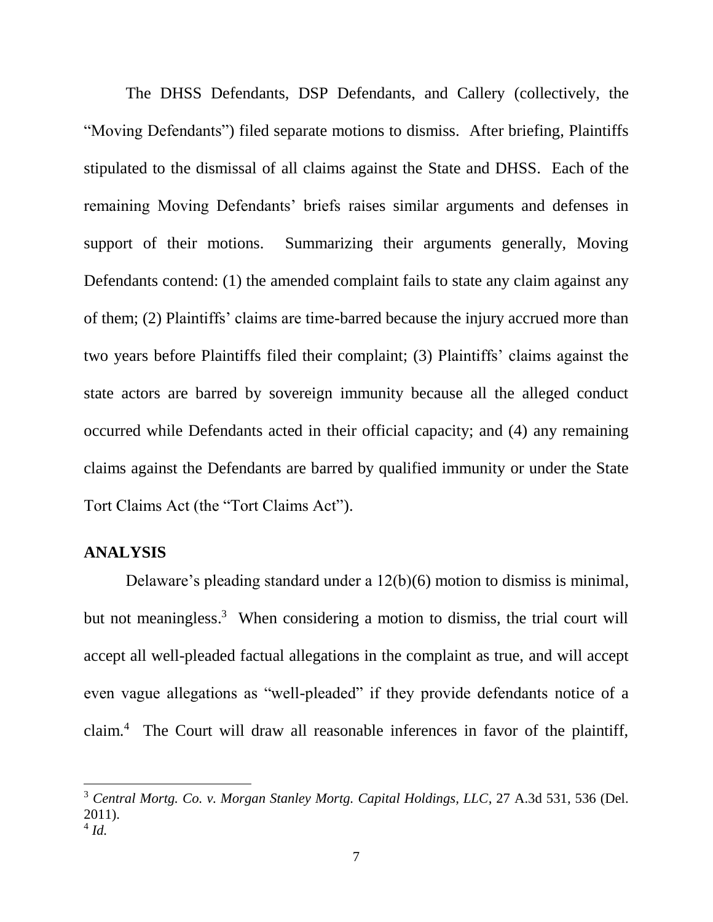The DHSS Defendants, DSP Defendants, and Callery (collectively, the "Moving Defendants") filed separate motions to dismiss. After briefing, Plaintiffs stipulated to the dismissal of all claims against the State and DHSS. Each of the remaining Moving Defendants' briefs raises similar arguments and defenses in support of their motions. Summarizing their arguments generally, Moving Defendants contend: (1) the amended complaint fails to state any claim against any of them; (2) Plaintiffs' claims are time-barred because the injury accrued more than two years before Plaintiffs filed their complaint; (3) Plaintiffs' claims against the state actors are barred by sovereign immunity because all the alleged conduct occurred while Defendants acted in their official capacity; and (4) any remaining claims against the Defendants are barred by qualified immunity or under the State Tort Claims Act (the "Tort Claims Act").

## ANALYSIS

Delaware's pleading standard under a 12(b)(6) motion to dismiss is minimal, but not meaningless.[3] When considering a motion to dismiss, the trial court will accept all well-pleaded factual allegations in the complaint as true, and will accept even vague allegations as "well-pleaded" if they provide defendants notice of a claim.[4] The Court will draw all reasonable inferences in favor of the plaintiff,

---

[3] *Central Mortg. Co. v. Morgan Stanley Mortg. Capital Holdings, LLC*, 27 A.3d 531, 536 (Del. 2011).

[4] *Id.*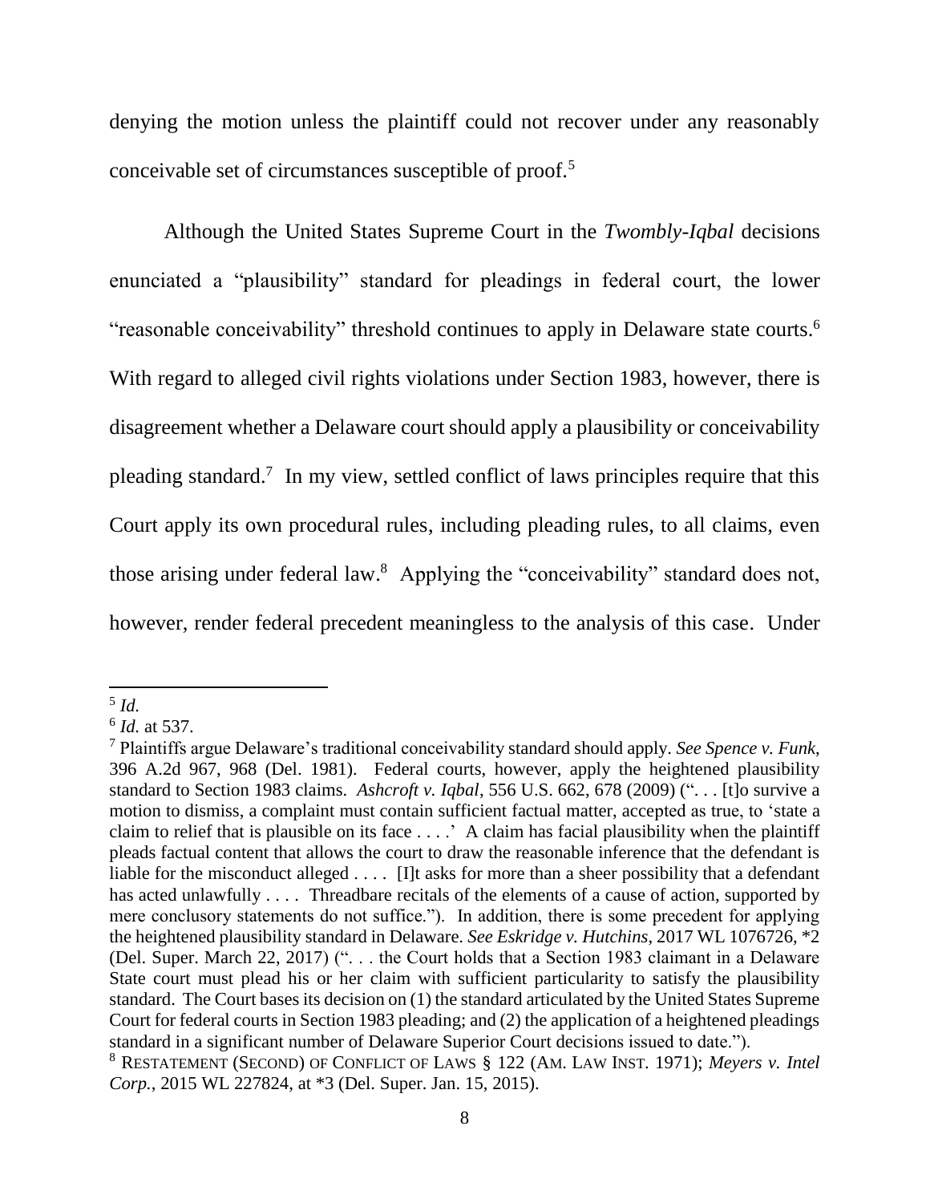denying the motion unless the plaintiff could not recover under any reasonably conceivable set of circumstances susceptible of proof.[5]

Although the United States Supreme Court in the *Twombly-Iqbal* decisions enunciated a "plausibility" standard for pleadings in federal court, the lower "reasonable conceivability" threshold continues to apply in Delaware state courts.[6] With regard to alleged civil rights violations under Section 1983, however, there is disagreement whether a Delaware court should apply a plausibility or conceivability pleading standard.[7] In my view, settled conflict of laws principles require that this Court apply its own procedural rules, including pleading rules, to all claims, even those arising under federal law.[8] Applying the "conceivability" standard does not, however, render federal precedent meaningless to the analysis of this case. Under

---

[5] *Id.*

[6] *Id.* at 537.

[7] Plaintiffs argue Delaware's traditional conceivability standard should apply. *See Spence v. Funk*, 396 A.2d 967, 968 (Del. 1981). Federal courts, however, apply the heightened plausibility standard to Section 1983 claims. *Ashcroft v. Iqbal*, 556 U.S. 662, 678 (2009) (". . . [t]o survive a motion to dismiss, a complaint must contain sufficient factual matter, accepted as true, to 'state a claim to relief that is plausible on its face . . . .' A claim has facial plausibility when the plaintiff pleads factual content that allows the court to draw the reasonable inference that the defendant is liable for the misconduct alleged . . . . [I]t asks for more than a sheer possibility that a defendant has acted unlawfully . . . . Threadbare recitals of the elements of a cause of action, supported by mere conclusory statements do not suffice."). In addition, there is some precedent for applying the heightened plausibility standard in Delaware. *See Eskridge v. Hutchins*, 2017 WL 1076726, *2 (Del. Super. March 22, 2017) (". . . the Court holds that a Section 1983 claimant in a Delaware State court must plead his or her claim with sufficient particularity to satisfy the plausibility standard. The Court bases its decision on (1) the standard articulated by the United States Supreme Court for federal courts in Section 1983 pleading; and (2) the application of a heightened pleadings standard in a significant number of Delaware Superior Court decisions issued to date.").

[8] RESTATEMENT (SECOND) OF CONFLICT OF LAWS § 122 (AM. LAW INST. 1971); *Meyers v. Intel Corp.*, 2015 WL 227824, at *3 (Del. Super. Jan. 15, 2015).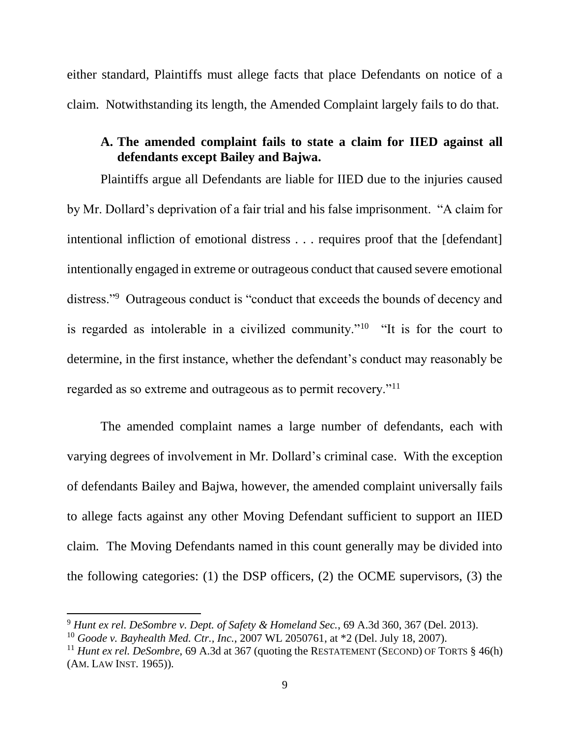either standard, Plaintiffs must allege facts that place Defendants on notice of a claim. Notwithstanding its length, the Amended Complaint largely fails to do that.

### A. The amended complaint fails to state a claim for IIED against all defendants except Bailey and Bajwa.

Plaintiffs argue all Defendants are liable for IIED due to the injuries caused by Mr. Dollard's deprivation of a fair trial and his false imprisonment. "A claim for intentional infliction of emotional distress . . . requires proof that the [defendant] intentionally engaged in extreme or outrageous conduct that caused severe emotional distress."[9] Outrageous conduct is "conduct that exceeds the bounds of decency and is regarded as intolerable in a civilized community."[10] "It is for the court to determine, in the first instance, whether the defendant's conduct may reasonably be regarded as so extreme and outrageous as to permit recovery."[11]

The amended complaint names a large number of defendants, each with varying degrees of involvement in Mr. Dollard's criminal case. With the exception of defendants Bailey and Bajwa, however, the amended complaint universally fails to allege facts against any other Moving Defendant sufficient to support an IIED claim. The Moving Defendants named in this count generally may be divided into the following categories: (1) the DSP officers, (2) the OCME supervisors, (3) the

---

[9] *Hunt ex rel. DeSombre v. Dept. of Safety & Homeland Sec.*, 69 A.3d 360, 367 (Del. 2013).

[10] *Goode v. Bayhealth Med. Ctr., Inc.*, 2007 WL 2050761, at *2 (Del. July 18, 2007).

[11] *Hunt ex rel. DeSombre*, 69 A.3d at 367 (quoting the RESTATEMENT (SECOND) OF TORTS § 46(h) (AM. LAW INST. 1965)).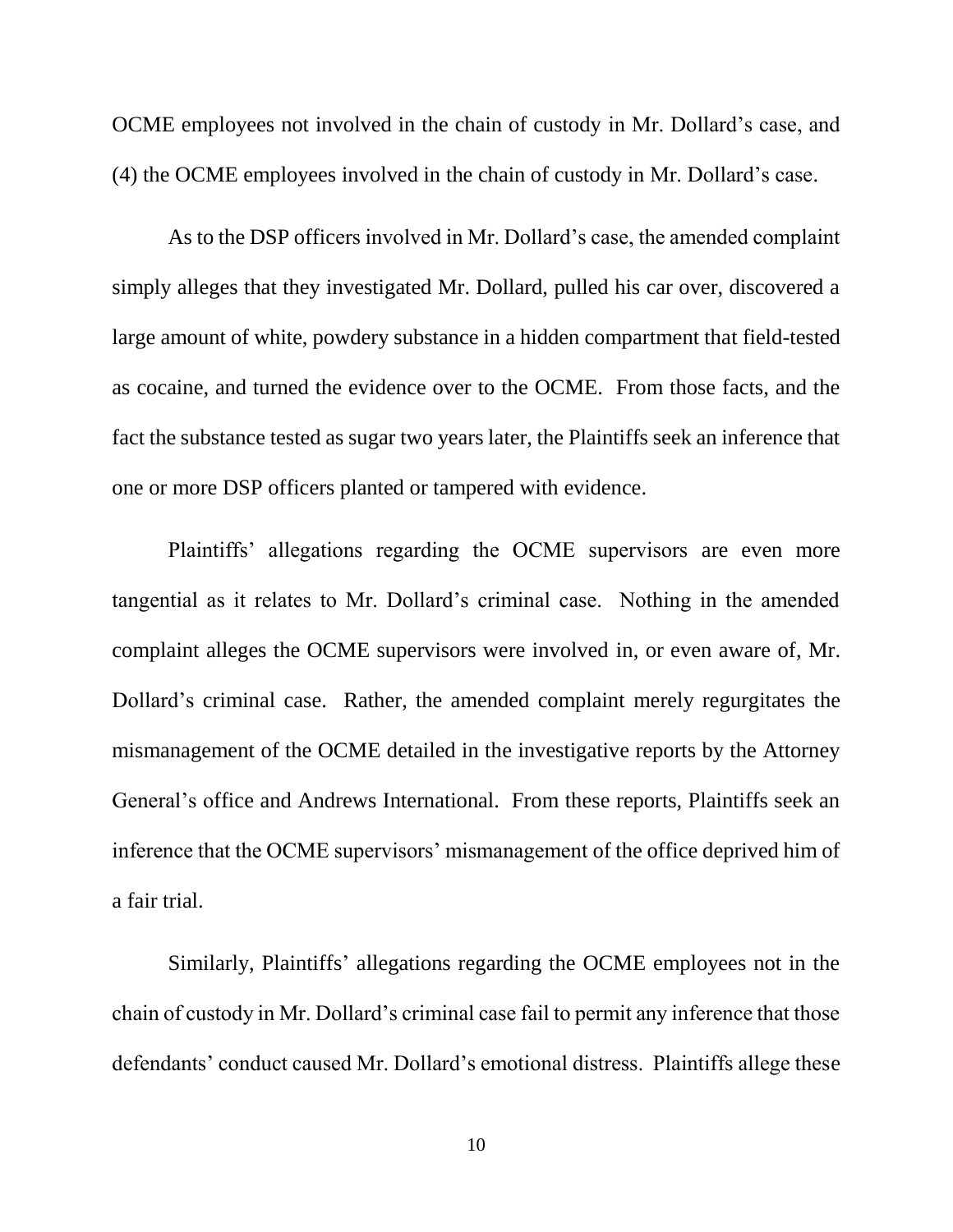OCME employees not involved in the chain of custody in Mr. Dollard's case, and (4) the OCME employees involved in the chain of custody in Mr. Dollard's case.

As to the DSP officers involved in Mr. Dollard's case, the amended complaint simply alleges that they investigated Mr. Dollard, pulled his car over, discovered a large amount of white, powdery substance in a hidden compartment that field-tested as cocaine, and turned the evidence over to the OCME. From those facts, and the fact the substance tested as sugar two years later, the Plaintiffs seek an inference that one or more DSP officers planted or tampered with evidence.

Plaintiffs' allegations regarding the OCME supervisors are even more tangential as it relates to Mr. Dollard's criminal case. Nothing in the amended complaint alleges the OCME supervisors were involved in, or even aware of, Mr. Dollard's criminal case. Rather, the amended complaint merely regurgitates the mismanagement of the OCME detailed in the investigative reports by the Attorney General's office and Andrews International. From these reports, Plaintiffs seek an inference that the OCME supervisors' mismanagement of the office deprived him of a fair trial.

Similarly, Plaintiffs' allegations regarding the OCME employees not in the chain of custody in Mr. Dollard's criminal case fail to permit any inference that those defendants' conduct caused Mr. Dollard's emotional distress. Plaintiffs allege these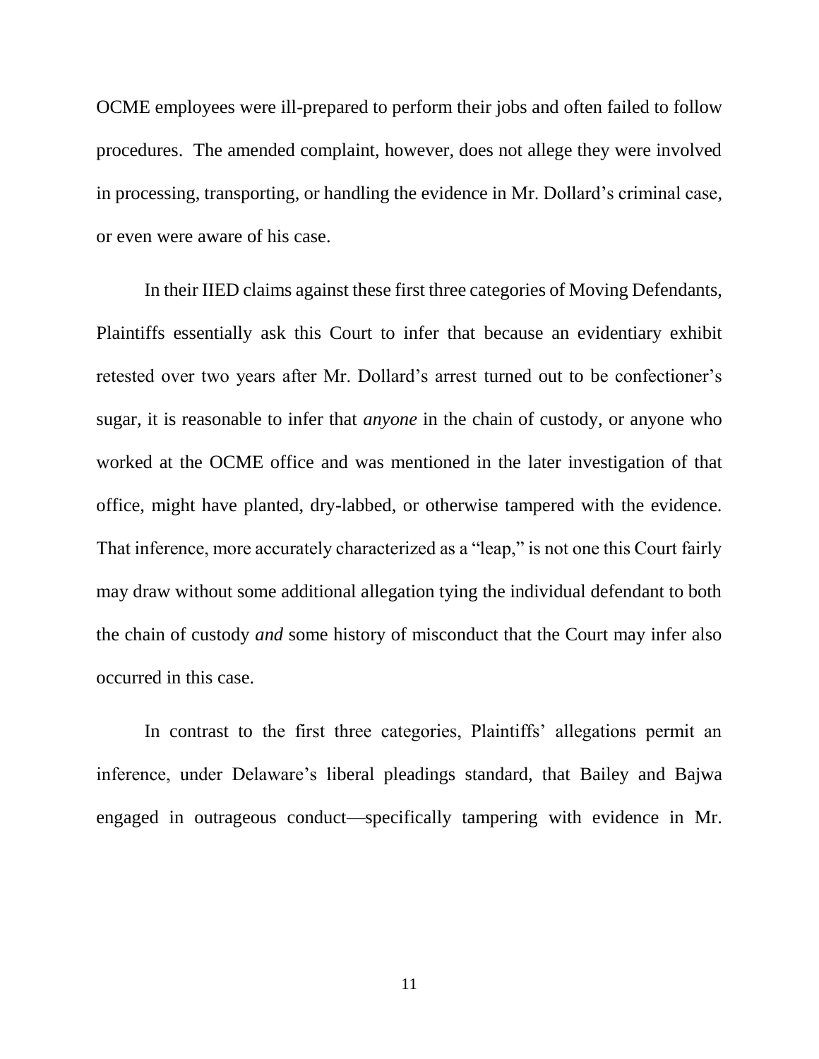OCME employees were ill-prepared to perform their jobs and often failed to follow procedures. The amended complaint, however, does not allege they were involved in processing, transporting, or handling the evidence in Mr. Dollard's criminal case, or even were aware of his case.

In their IIED claims against these first three categories of Moving Defendants, Plaintiffs essentially ask this Court to infer that because an evidentiary exhibit retested over two years after Mr. Dollard's arrest turned out to be confectioner's sugar, it is reasonable to infer that *anyone* in the chain of custody, or anyone who worked at the OCME office and was mentioned in the later investigation of that office, might have planted, dry-labbed, or otherwise tampered with the evidence. That inference, more accurately characterized as a "leap," is not one this Court fairly may draw without some additional allegation tying the individual defendant to both the chain of custody *and* some history of misconduct that the Court may infer also occurred in this case.

In contrast to the first three categories, Plaintiffs' allegations permit an inference, under Delaware's liberal pleadings standard, that Bailey and Bajwa engaged in outrageous conduct—specifically tampering with evidence in Mr.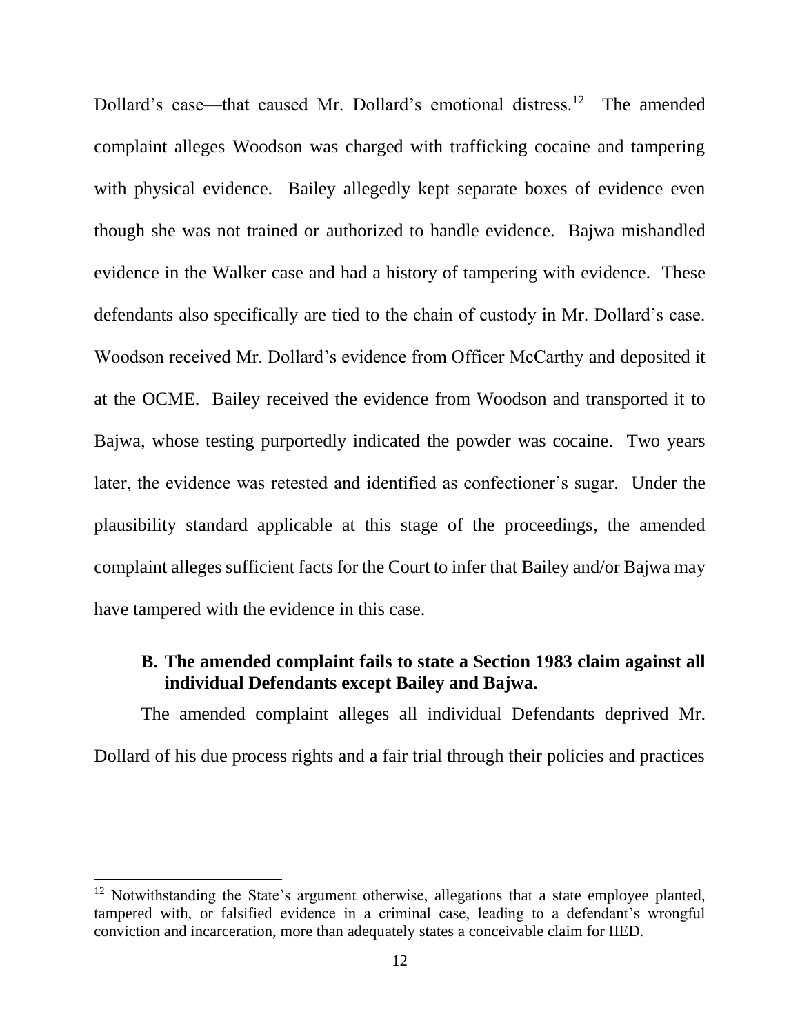Dollard's case—that caused Mr. Dollard's emotional distress.[12] The amended complaint alleges Woodson was charged with trafficking cocaine and tampering with physical evidence. Bailey allegedly kept separate boxes of evidence even though she was not trained or authorized to handle evidence. Bajwa mishandled evidence in the Walker case and had a history of tampering with evidence. These defendants also specifically are tied to the chain of custody in Mr. Dollard's case. Woodson received Mr. Dollard's evidence from Officer McCarthy and deposited it at the OCME. Bailey received the evidence from Woodson and transported it to Bajwa, whose testing purportedly indicated the powder was cocaine. Two years later, the evidence was retested and identified as confectioner's sugar. Under the plausibility standard applicable at this stage of the proceedings, the amended complaint alleges sufficient facts for the Court to infer that Bailey and/or Bajwa may have tampered with the evidence in this case.

### B. The amended complaint fails to state a Section 1983 claim against all individual Defendants except Bailey and Bajwa.

The amended complaint alleges all individual Defendants deprived Mr. Dollard of his due process rights and a fair trial through their policies and practices

[12] Notwithstanding the State's argument otherwise, allegations that a state employee planted, tampered with, or falsified evidence in a criminal case, leading to a defendant's wrongful conviction and incarceration, more than adequately states a conceivable claim for IIED.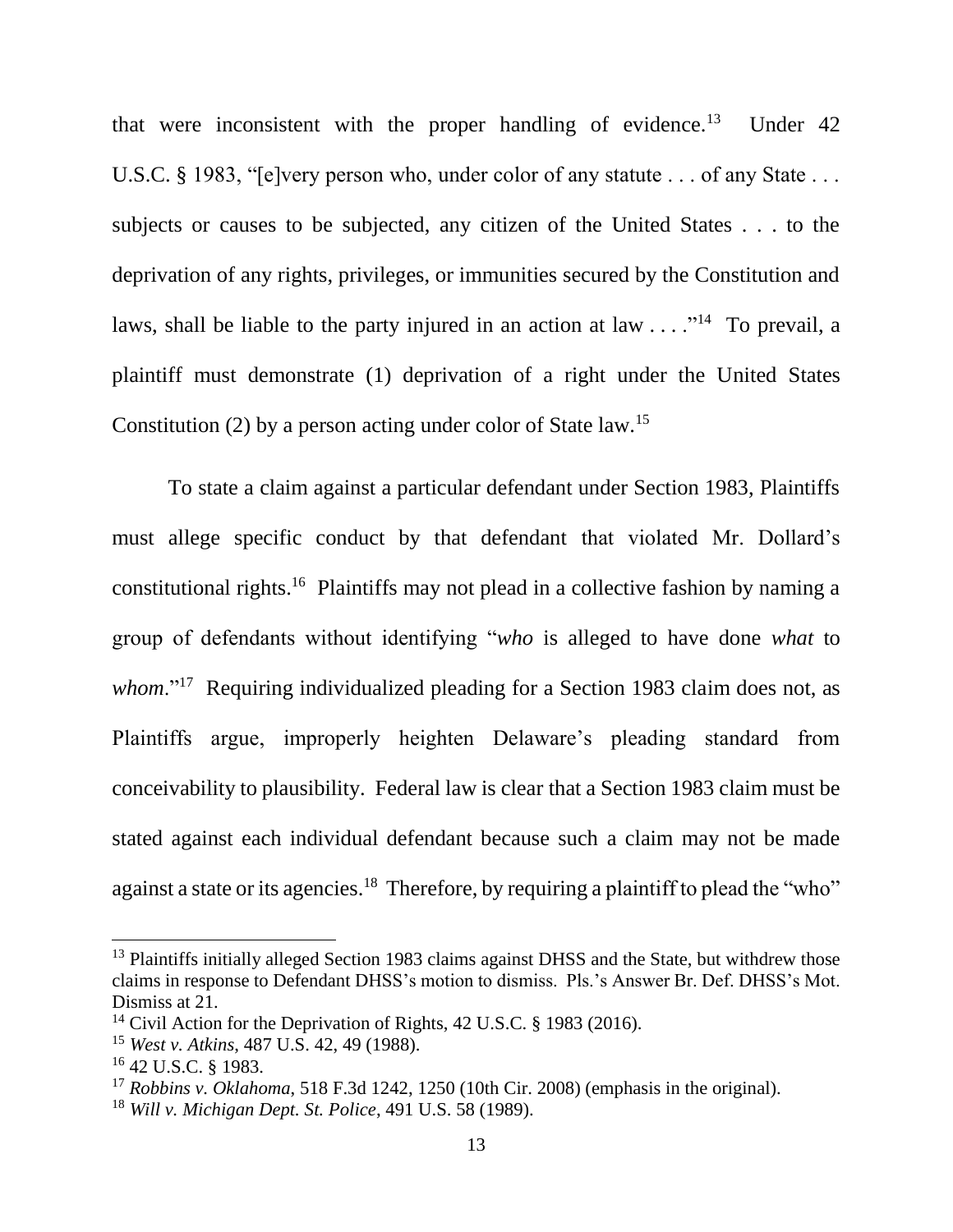that were inconsistent with the proper handling of evidence.[13] Under 42 U.S.C. § 1983, "[e]very person who, under color of any statute . . . of any State . . . subjects or causes to be subjected, any citizen of the United States . . . to the deprivation of any rights, privileges, or immunities secured by the Constitution and laws, shall be liable to the party injured in an action at law . . . ."[14] To prevail, a plaintiff must demonstrate (1) deprivation of a right under the United States Constitution (2) by a person acting under color of State law.[15]

To state a claim against a particular defendant under Section 1983, Plaintiffs must allege specific conduct by that defendant that violated Mr. Dollard's constitutional rights.[16] Plaintiffs may not plead in a collective fashion by naming a group of defendants without identifying "*who* is alleged to have done *what* to *whom*."[17] Requiring individualized pleading for a Section 1983 claim does not, as Plaintiffs argue, improperly heighten Delaware's pleading standard from conceivability to plausibility. Federal law is clear that a Section 1983 claim must be stated against each individual defendant because such a claim may not be made against a state or its agencies.[18] Therefore, by requiring a plaintiff to plead the "who"

---

[13] Plaintiffs initially alleged Section 1983 claims against DHSS and the State, but withdrew those claims in response to Defendant DHSS's motion to dismiss. Pls.'s Answer Br. Def. DHSS's Mot. Dismiss at 21.

[14] Civil Action for the Deprivation of Rights, 42 U.S.C. § 1983 (2016).

[15] *West v. Atkins*, 487 U.S. 42, 49 (1988).

[16] 42 U.S.C. § 1983.

[17] *Robbins v. Oklahoma*, 518 F.3d 1242, 1250 (10th Cir. 2008) (emphasis in the original).

[18] *Will v. Michigan Dept. St. Police*, 491 U.S. 58 (1989).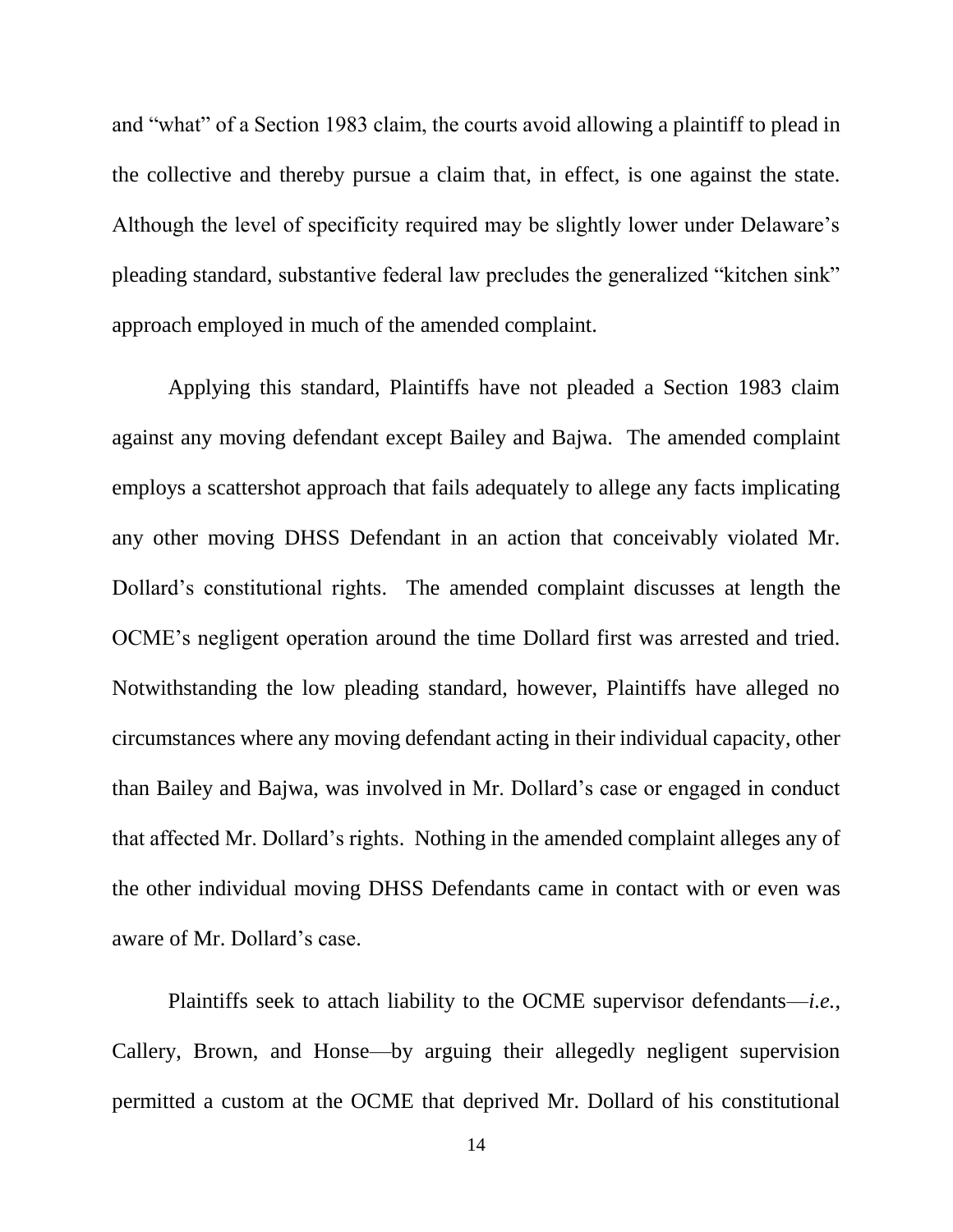and "what" of a Section 1983 claim, the courts avoid allowing a plaintiff to plead in the collective and thereby pursue a claim that, in effect, is one against the state. Although the level of specificity required may be slightly lower under Delaware's pleading standard, substantive federal law precludes the generalized "kitchen sink" approach employed in much of the amended complaint.

Applying this standard, Plaintiffs have not pleaded a Section 1983 claim against any moving defendant except Bailey and Bajwa. The amended complaint employs a scattershot approach that fails adequately to allege any facts implicating any other moving DHSS Defendant in an action that conceivably violated Mr. Dollard's constitutional rights. The amended complaint discusses at length the OCME's negligent operation around the time Dollard first was arrested and tried. Notwithstanding the low pleading standard, however, Plaintiffs have alleged no circumstances where any moving defendant acting in their individual capacity, other than Bailey and Bajwa, was involved in Mr. Dollard's case or engaged in conduct that affected Mr. Dollard's rights. Nothing in the amended complaint alleges any of the other individual moving DHSS Defendants came in contact with or even was aware of Mr. Dollard's case.

Plaintiffs seek to attach liability to the OCME supervisor defendants—*i.e.*, Callery, Brown, and Honse—by arguing their allegedly negligent supervision permitted a custom at the OCME that deprived Mr. Dollard of his constitutional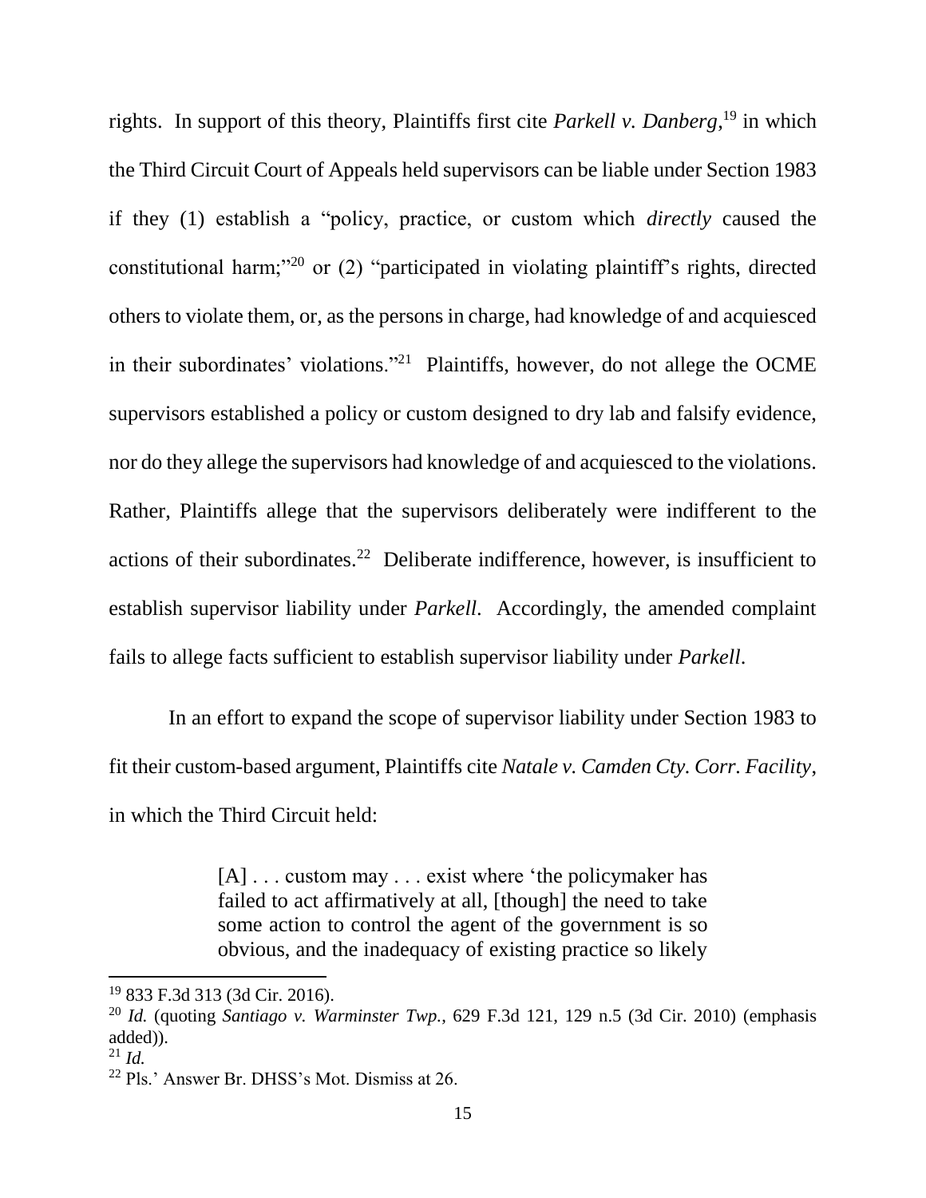rights. In support of this theory, Plaintiffs first cite *Parkell v. Danberg*,[19] in which the Third Circuit Court of Appeals held supervisors can be liable under Section 1983 if they (1) establish a "policy, practice, or custom which *directly* caused the constitutional harm;"[20] or (2) "participated in violating plaintiff's rights, directed others to violate them, or, as the persons in charge, had knowledge of and acquiesced in their subordinates' violations."[21] Plaintiffs, however, do not allege the OCME supervisors established a policy or custom designed to dry lab and falsify evidence, nor do they allege the supervisors had knowledge of and acquiesced to the violations. Rather, Plaintiffs allege that the supervisors deliberately were indifferent to the actions of their subordinates.[22] Deliberate indifference, however, is insufficient to establish supervisor liability under *Parkell*. Accordingly, the amended complaint fails to allege facts sufficient to establish supervisor liability under *Parkell*.

In an effort to expand the scope of supervisor liability under Section 1983 to fit their custom-based argument, Plaintiffs cite *Natale v. Camden Cty. Corr. Facility*, in which the Third Circuit held:

> [A] . . . custom may . . . exist where 'the policymaker has failed to act affirmatively at all, [though] the need to take some action to control the agent of the government is so obvious, and the inadequacy of existing practice so likely

---

[19] 833 F.3d 313 (3d Cir. 2016).

[20] *Id.* (quoting *Santiago v. Warminster Twp.*, 629 F.3d 121, 129 n.5 (3d Cir. 2010) (emphasis added)).

[21] *Id.*

[22] Pls.' Answer Br. DHSS's Mot. Dismiss at 26.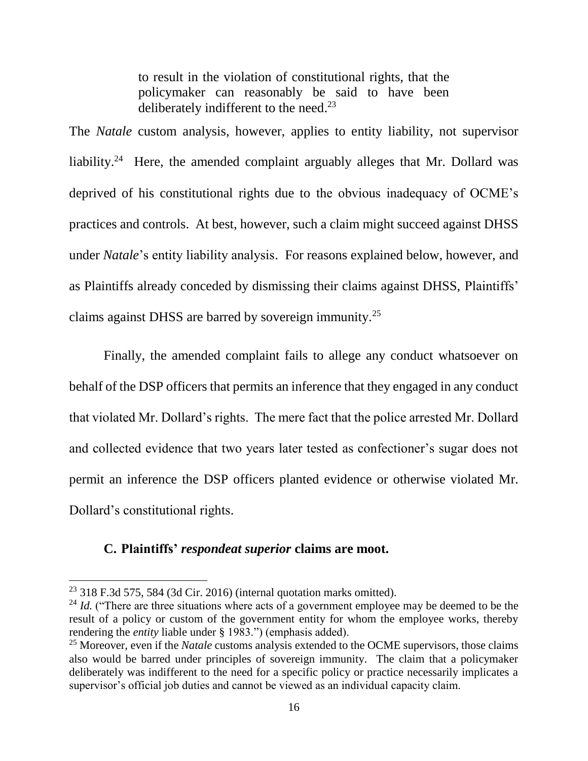> to result in the violation of constitutional rights, that the policymaker can reasonably be said to have been deliberately indifferent to the need.[23]

The *Natale* custom analysis, however, applies to entity liability, not supervisor liability.[24] Here, the amended complaint arguably alleges that Mr. Dollard was deprived of his constitutional rights due to the obvious inadequacy of OCME's practices and controls. At best, however, such a claim might succeed against DHSS under *Natale*'s entity liability analysis. For reasons explained below, however, and as Plaintiffs already conceded by dismissing their claims against DHSS, Plaintiffs' claims against DHSS are barred by sovereign immunity.[25]

Finally, the amended complaint fails to allege any conduct whatsoever on behalf of the DSP officers that permits an inference that they engaged in any conduct that violated Mr. Dollard's rights. The mere fact that the police arrested Mr. Dollard and collected evidence that two years later tested as confectioner's sugar does not permit an inference the DSP officers planted evidence or otherwise violated Mr. Dollard's constitutional rights.

### C. Plaintiffs' *respondeat superior* claims are moot.

---

[23] 318 F.3d 575, 584 (3d Cir. 2016) (internal quotation marks omitted).

[24] *Id.* ("There are three situations where acts of a government employee may be deemed to be the result of a policy or custom of the government entity for whom the employee works, thereby rendering the *entity* liable under § 1983.") (emphasis added).

[25] Moreover, even if the *Natale* customs analysis extended to the OCME supervisors, those claims also would be barred under principles of sovereign immunity. The claim that a policymaker deliberately was indifferent to the need for a specific policy or practice necessarily implicates a supervisor's official job duties and cannot be viewed as an individual capacity claim.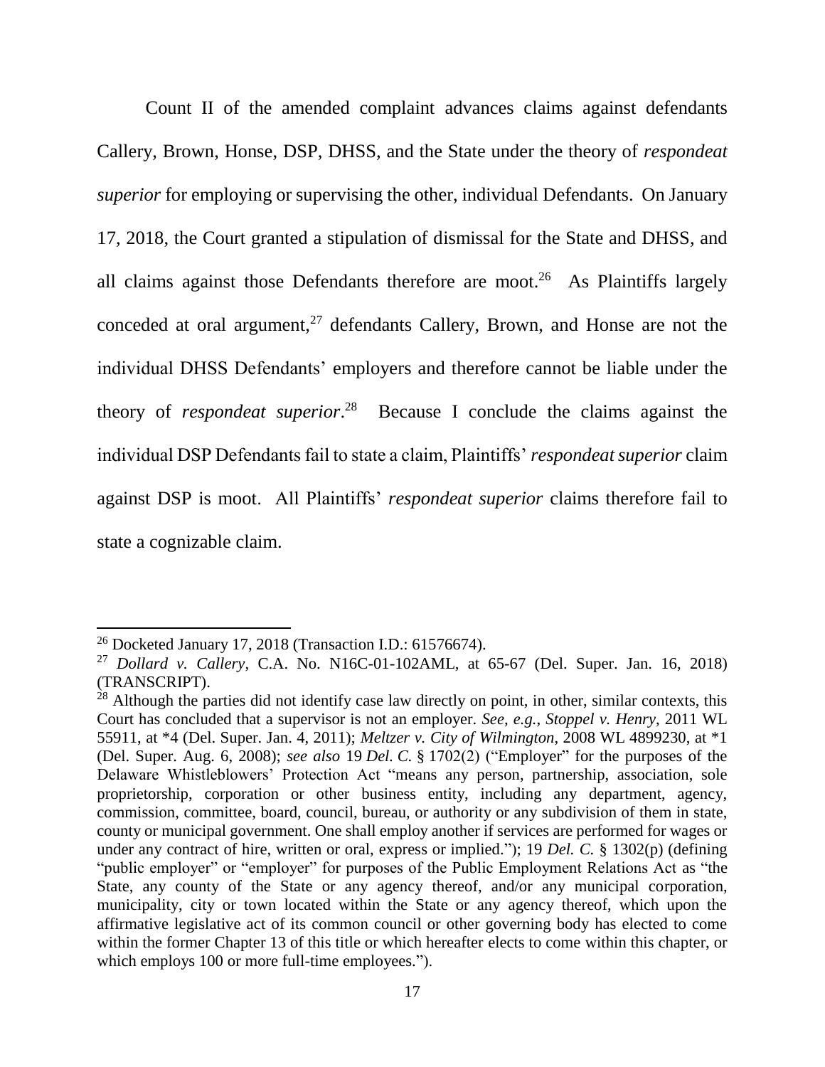Count II of the amended complaint advances claims against defendants Callery, Brown, Honse, DSP, DHSS, and the State under the theory of *respondeat superior* for employing or supervising the other, individual Defendants. On January 17, 2018, the Court granted a stipulation of dismissal for the State and DHSS, and all claims against those Defendants therefore are moot.[26] As Plaintiffs largely conceded at oral argument,[27] defendants Callery, Brown, and Honse are not the individual DHSS Defendants' employers and therefore cannot be liable under the theory of *respondeat superior*.[28] Because I conclude the claims against the individual DSP Defendants fail to state a claim, Plaintiffs' *respondeat superior* claim against DSP is moot. All Plaintiffs' *respondeat superior* claims therefore fail to state a cognizable claim.

---

[26] Docketed January 17, 2018 (Transaction I.D.: 61576674).

[27] *Dollard v. Callery*, C.A. No. N16C-01-102AML, at 65-67 (Del. Super. Jan. 16, 2018) (TRANSCRIPT).

[28] Although the parties did not identify case law directly on point, in other, similar contexts, this Court has concluded that a supervisor is not an employer. *See, e.g.*, *Stoppel v. Henry*, 2011 WL 55911, at *4 (Del. Super. Jan. 4, 2011); *Meltzer v. City of Wilmington*, 2008 WL 4899230, at *1 (Del. Super. Aug. 6, 2008); *see also* 19 *Del. C.* § 1702(2) ("Employer" for the purposes of the Delaware Whistleblowers' Protection Act "means any person, partnership, association, sole proprietorship, corporation or other business entity, including any department, agency, commission, committee, board, council, bureau, or authority or any subdivision of them in state, county or municipal government. One shall employ another if services are performed for wages or under any contract of hire, written or oral, express or implied."); 19 *Del. C.* § 1302(p) (defining "public employer" or "employer" for purposes of the Public Employment Relations Act as "the State, any county of the State or any agency thereof, and/or any municipal corporation, municipality, city or town located within the State or any agency thereof, which upon the affirmative legislative act of its common council or other governing body has elected to come within the former Chapter 13 of this title or which hereafter elects to come within this chapter, or which employs 100 or more full-time employees.").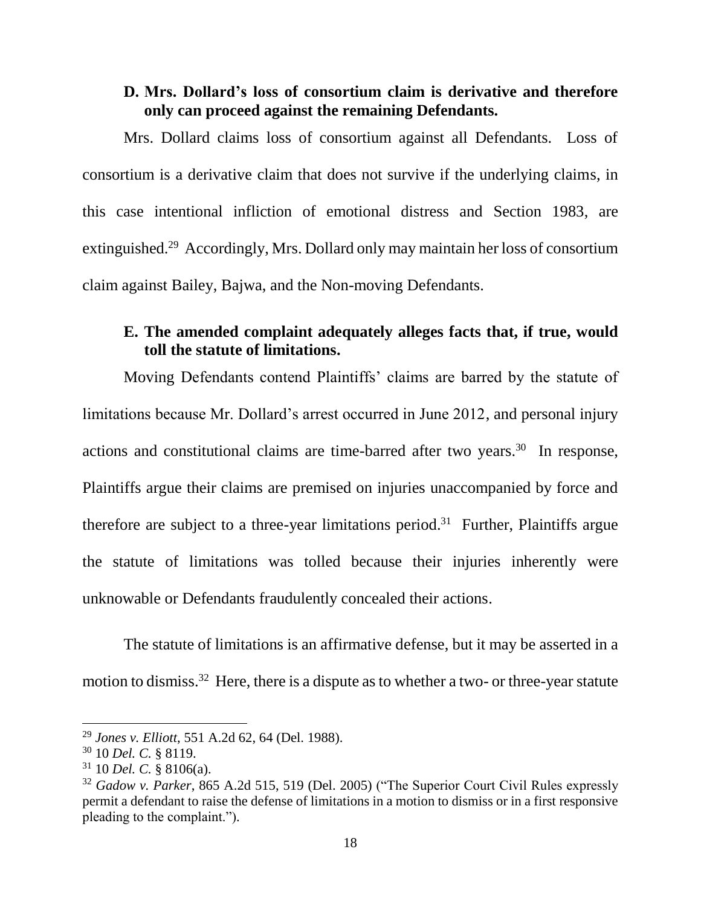### D. Mrs. Dollard's loss of consortium claim is derivative and therefore only can proceed against the remaining Defendants.

Mrs. Dollard claims loss of consortium against all Defendants. Loss of consortium is a derivative claim that does not survive if the underlying claims, in this case intentional infliction of emotional distress and Section 1983, are extinguished.[29] Accordingly, Mrs. Dollard only may maintain her loss of consortium claim against Bailey, Bajwa, and the Non-moving Defendants.

### E. The amended complaint adequately alleges facts that, if true, would toll the statute of limitations.

Moving Defendants contend Plaintiffs' claims are barred by the statute of limitations because Mr. Dollard's arrest occurred in June 2012, and personal injury actions and constitutional claims are time-barred after two years.[30] In response, Plaintiffs argue their claims are premised on injuries unaccompanied by force and therefore are subject to a three-year limitations period.[31] Further, Plaintiffs argue the statute of limitations was tolled because their injuries inherently were unknowable or Defendants fraudulently concealed their actions.

The statute of limitations is an affirmative defense, but it may be asserted in a motion to dismiss.[32] Here, there is a dispute as to whether a two- or three-year statute

---

[29] *Jones v. Elliott*, 551 A.2d 62, 64 (Del. 1988).

[30] 10 *Del. C.* § 8119.

[31] 10 *Del. C.* § 8106(a).

[32] *Gadow v. Parker*, 865 A.2d 515, 519 (Del. 2005) ("The Superior Court Civil Rules expressly permit a defendant to raise the defense of limitations in a motion to dismiss or in a first responsive pleading to the complaint.").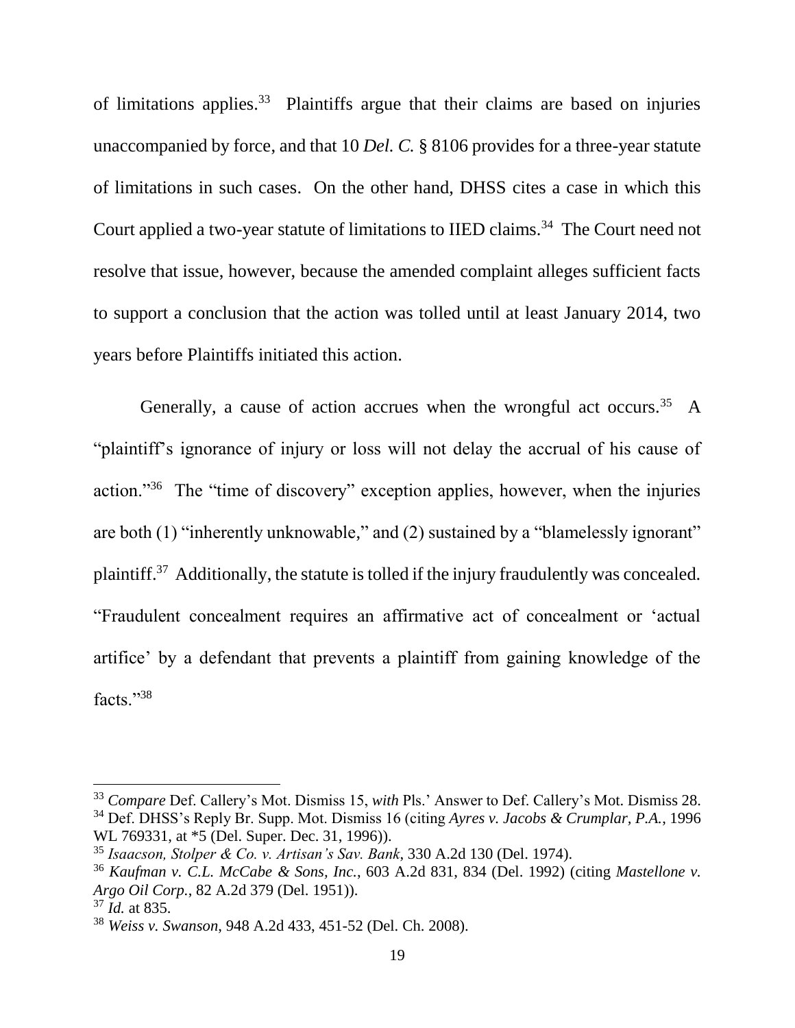of limitations applies.[33] Plaintiffs argue that their claims are based on injuries unaccompanied by force, and that 10 *Del. C.* § 8106 provides for a three-year statute of limitations in such cases. On the other hand, DHSS cites a case in which this Court applied a two-year statute of limitations to IIED claims.[34] The Court need not resolve that issue, however, because the amended complaint alleges sufficient facts to support a conclusion that the action was tolled until at least January 2014, two years before Plaintiffs initiated this action.

Generally, a cause of action accrues when the wrongful act occurs.[35] A "plaintiff's ignorance of injury or loss will not delay the accrual of his cause of action."[36] The "time of discovery" exception applies, however, when the injuries are both (1) "inherently unknowable," and (2) sustained by a "blamelessly ignorant" plaintiff.[37] Additionally, the statute is tolled if the injury fraudulently was concealed. "Fraudulent concealment requires an affirmative act of concealment or 'actual artifice' by a defendant that prevents a plaintiff from gaining knowledge of the facts."[38]

---

[33] *Compare* Def. Callery's Mot. Dismiss 15, *with* Pls.' Answer to Def. Callery's Mot. Dismiss 28.

[34] Def. DHSS's Reply Br. Supp. Mot. Dismiss 16 (citing *Ayres v. Jacobs & Crumplar, P.A.*, 1996 WL 769331, at *5 (Del. Super. Dec. 31, 1996)).

[35] *Isaacson, Stolper & Co. v. Artisan's Sav. Bank*, 330 A.2d 130 (Del. 1974).

[36] *Kaufman v. C.L. McCabe & Sons, Inc.*, 603 A.2d 831, 834 (Del. 1992) (citing *Mastellone v. Argo Oil Corp.*, 82 A.2d 379 (Del. 1951)).

[37] *Id.* at 835.

[38] *Weiss v. Swanson*, 948 A.2d 433, 451-52 (Del. Ch. 2008).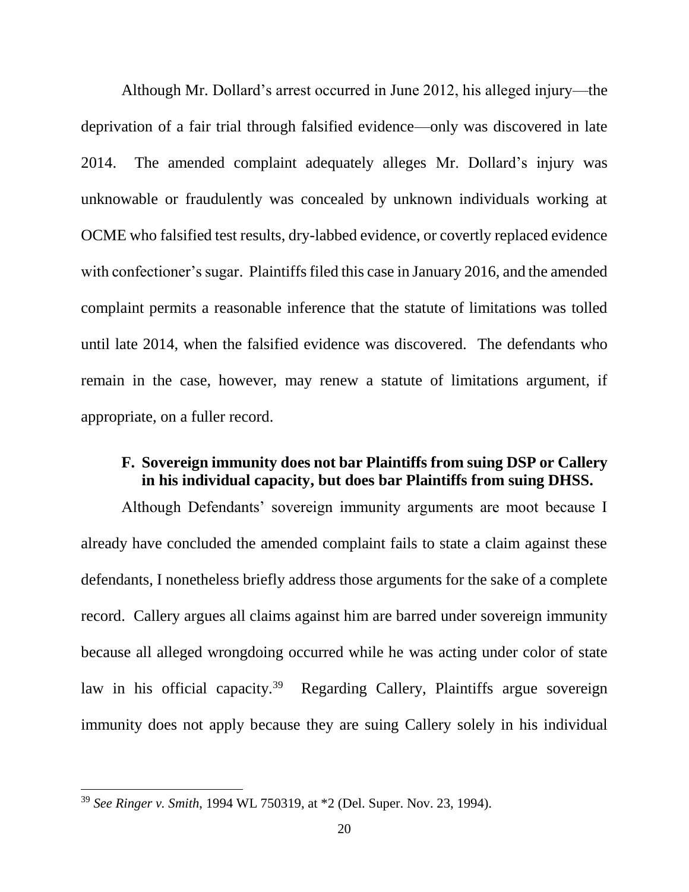Although Mr. Dollard's arrest occurred in June 2012, his alleged injury—the deprivation of a fair trial through falsified evidence—only was discovered in late 2014. The amended complaint adequately alleges Mr. Dollard's injury was unknowable or fraudulently was concealed by unknown individuals working at OCME who falsified test results, dry-labbed evidence, or covertly replaced evidence with confectioner's sugar. Plaintiffs filed this case in January 2016, and the amended complaint permits a reasonable inference that the statute of limitations was tolled until late 2014, when the falsified evidence was discovered. The defendants who remain in the case, however, may renew a statute of limitations argument, if appropriate, on a fuller record.

### F. Sovereign immunity does not bar Plaintiffs from suing DSP or Callery in his individual capacity, but does bar Plaintiffs from suing DHSS.

Although Defendants' sovereign immunity arguments are moot because I already have concluded the amended complaint fails to state a claim against these defendants, I nonetheless briefly address those arguments for the sake of a complete record. Callery argues all claims against him are barred under sovereign immunity because all alleged wrongdoing occurred while he was acting under color of state law in his official capacity.[39] Regarding Callery, Plaintiffs argue sovereign immunity does not apply because they are suing Callery solely in his individual

---

[39] *See Ringer v. Smith*, 1994 WL 750319, at *2 (Del. Super. Nov. 23, 1994).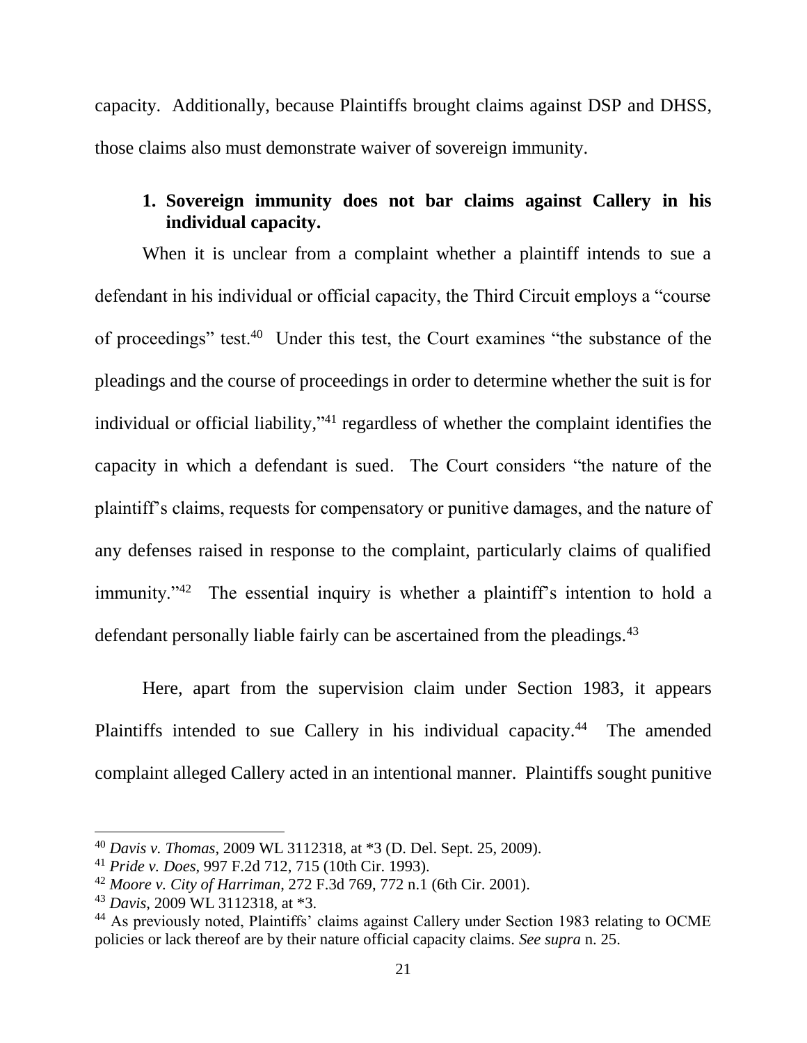capacity. Additionally, because Plaintiffs brought claims against DSP and DHSS, those claims also must demonstrate waiver of sovereign immunity.

### 1. Sovereign immunity does not bar claims against Callery in his individual capacity.

When it is unclear from a complaint whether a plaintiff intends to sue a defendant in his individual or official capacity, the Third Circuit employs a "course of proceedings" test.[40] Under this test, the Court examines "the substance of the pleadings and the course of proceedings in order to determine whether the suit is for individual or official liability,"[41] regardless of whether the complaint identifies the capacity in which a defendant is sued. The Court considers "the nature of the plaintiff's claims, requests for compensatory or punitive damages, and the nature of any defenses raised in response to the complaint, particularly claims of qualified immunity."[42] The essential inquiry is whether a plaintiff's intention to hold a defendant personally liable fairly can be ascertained from the pleadings.[43]

Here, apart from the supervision claim under Section 1983, it appears Plaintiffs intended to sue Callery in his individual capacity.[44] The amended complaint alleged Callery acted in an intentional manner. Plaintiffs sought punitive

---

[40] *Davis v. Thomas*, 2009 WL 3112318, at *3 (D. Del. Sept. 25, 2009).

[41] *Pride v. Does*, 997 F.2d 712, 715 (10th Cir. 1993).

[42] *Moore v. City of Harriman*, 272 F.3d 769, 772 n.1 (6th Cir. 2001).

[43] *Davis*, 2009 WL 3112318, at *3.

[44] As previously noted, Plaintiffs' claims against Callery under Section 1983 relating to OCME policies or lack thereof are by their nature official capacity claims. *See supra* n. 25.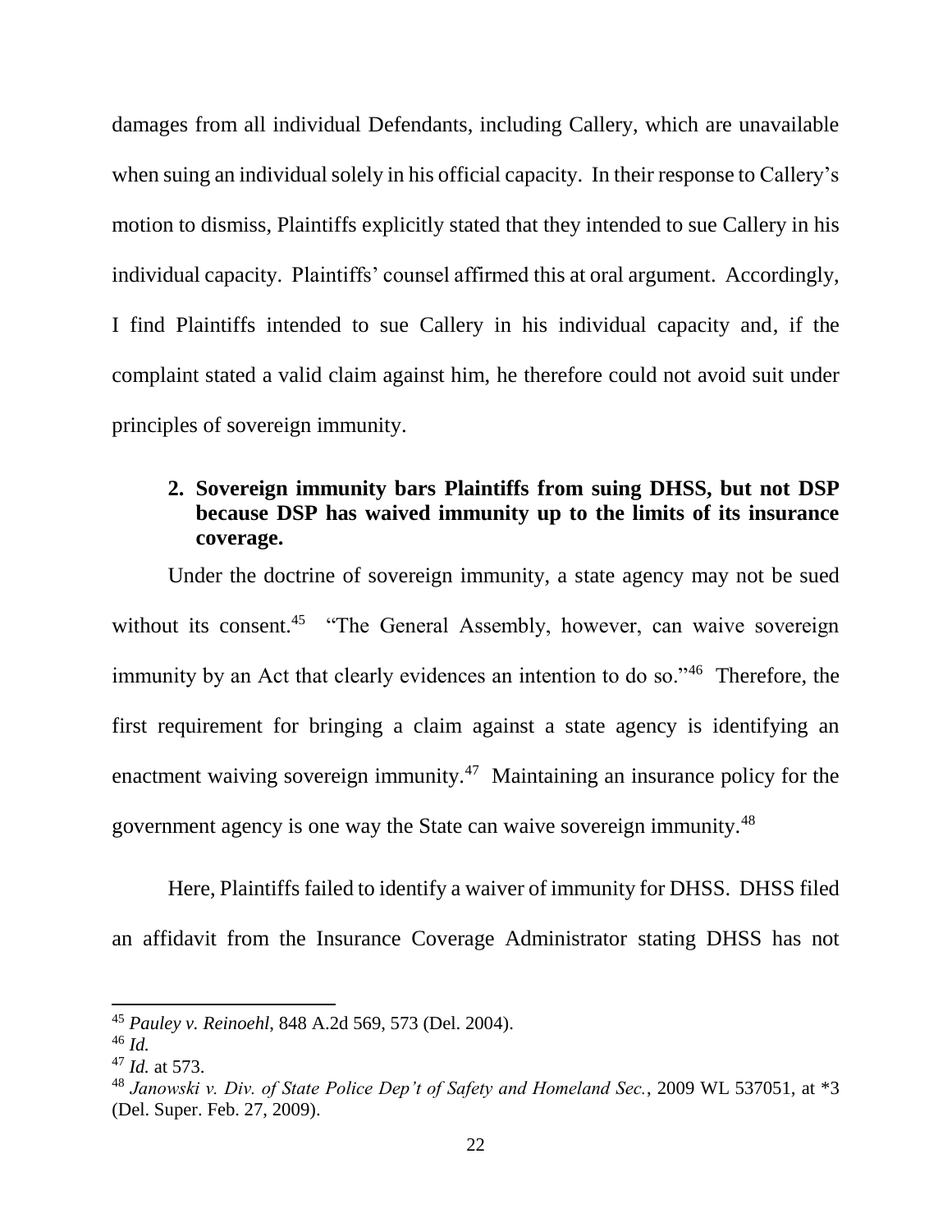damages from all individual Defendants, including Callery, which are unavailable when suing an individual solely in his official capacity. In their response to Callery's motion to dismiss, Plaintiffs explicitly stated that they intended to sue Callery in his individual capacity. Plaintiffs' counsel affirmed this at oral argument. Accordingly, I find Plaintiffs intended to sue Callery in his individual capacity and, if the complaint stated a valid claim against him, he therefore could not avoid suit under principles of sovereign immunity.

**2. Sovereign immunity bars Plaintiffs from suing DHSS, but not DSP because DSP has waived immunity up to the limits of its insurance coverage.**

Under the doctrine of sovereign immunity, a state agency may not be sued without its consent.[45] "The General Assembly, however, can waive sovereign immunity by an Act that clearly evidences an intention to do so."[46] Therefore, the first requirement for bringing a claim against a state agency is identifying an enactment waiving sovereign immunity.[47] Maintaining an insurance policy for the government agency is one way the State can waive sovereign immunity.[48]

Here, Plaintiffs failed to identify a waiver of immunity for DHSS. DHSS filed an affidavit from the Insurance Coverage Administrator stating DHSS has not

---

[45] *Pauley v. Reinoehl*, 848 A.2d 569, 573 (Del. 2004).

[46] *Id.*

[47] *Id.* at 573.

[48] *Janowski v. Div. of State Police Dep't of Safety and Homeland Sec.*, 2009 WL 537051, at *3 (Del. Super. Feb. 27, 2009).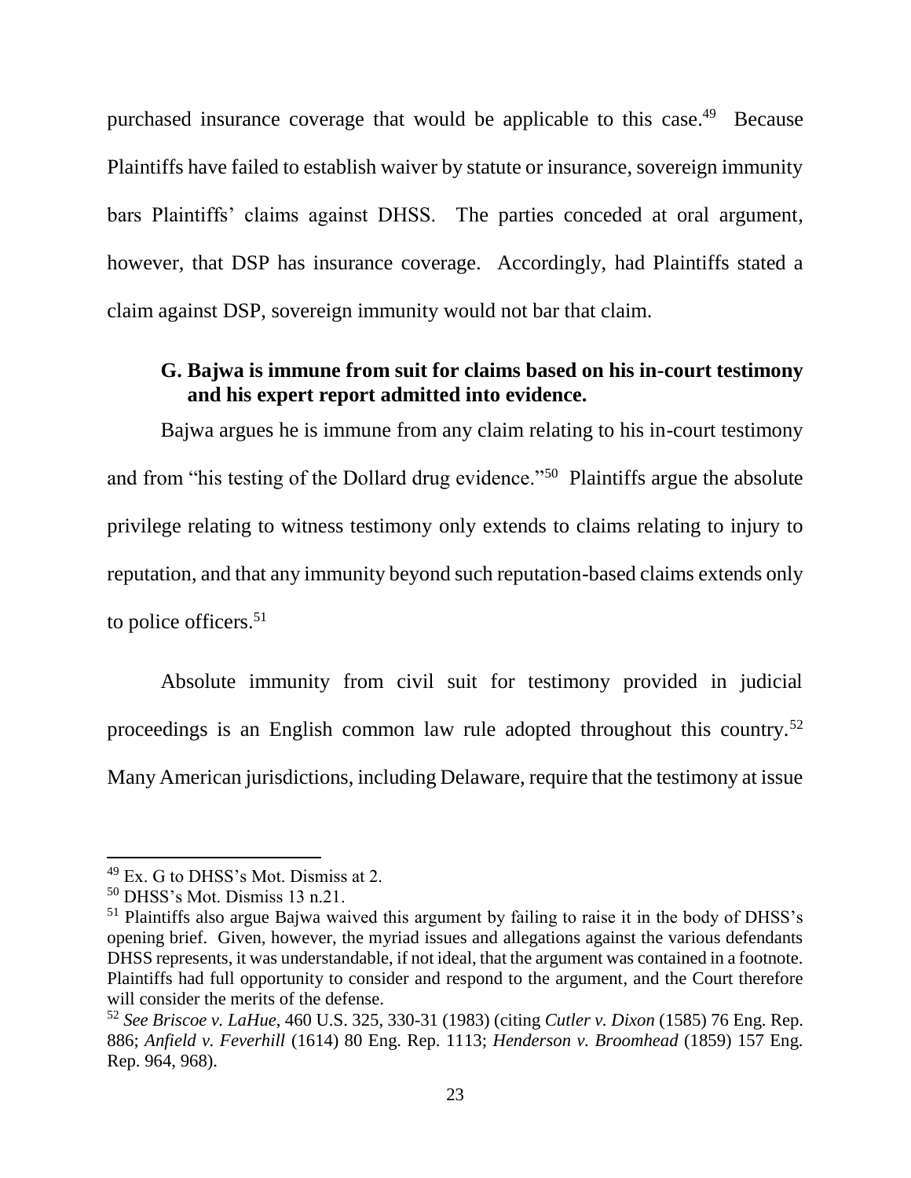purchased insurance coverage that would be applicable to this case.[49] Because Plaintiffs have failed to establish waiver by statute or insurance, sovereign immunity bars Plaintiffs' claims against DHSS. The parties conceded at oral argument, however, that DSP has insurance coverage. Accordingly, had Plaintiffs stated a claim against DSP, sovereign immunity would not bar that claim.

### G. Bajwa is immune from suit for claims based on his in-court testimony and his expert report admitted into evidence.

Bajwa argues he is immune from any claim relating to his in-court testimony and from "his testing of the Dollard drug evidence."[50] Plaintiffs argue the absolute privilege relating to witness testimony only extends to claims relating to injury to reputation, and that any immunity beyond such reputation-based claims extends only to police officers.[51]

Absolute immunity from civil suit for testimony provided in judicial proceedings is an English common law rule adopted throughout this country.[52] Many American jurisdictions, including Delaware, require that the testimony at issue

---

[49] Ex. G to DHSS's Mot. Dismiss at 2.

[50] DHSS's Mot. Dismiss 13 n.21.

[51] Plaintiffs also argue Bajwa waived this argument by failing to raise it in the body of DHSS's opening brief. Given, however, the myriad issues and allegations against the various defendants DHSS represents, it was understandable, if not ideal, that the argument was contained in a footnote. Plaintiffs had full opportunity to consider and respond to the argument, and the Court therefore will consider the merits of the defense.

[52] *See Briscoe v. LaHue*, 460 U.S. 325, 330-31 (1983) (citing *Cutler v. Dixon* (1585) 76 Eng. Rep. 886; *Anfield v. Feverhill* (1614) 80 Eng. Rep. 1113; *Henderson v. Broomhead* (1859) 157 Eng. Rep. 964, 968).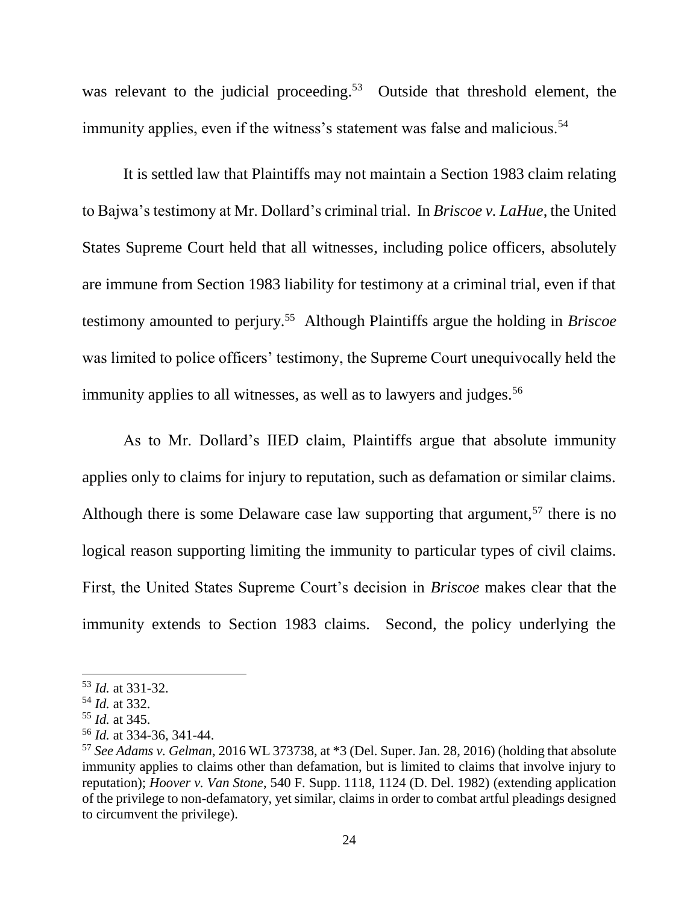was relevant to the judicial proceeding.[53] Outside that threshold element, the immunity applies, even if the witness's statement was false and malicious.[54]

It is settled law that Plaintiffs may not maintain a Section 1983 claim relating to Bajwa's testimony at Mr. Dollard's criminal trial. In *Briscoe v. LaHue*, the United States Supreme Court held that all witnesses, including police officers, absolutely are immune from Section 1983 liability for testimony at a criminal trial, even if that testimony amounted to perjury.[55] Although Plaintiffs argue the holding in *Briscoe* was limited to police officers' testimony, the Supreme Court unequivocally held the immunity applies to all witnesses, as well as to lawyers and judges.[56]

As to Mr. Dollard's IIED claim, Plaintiffs argue that absolute immunity applies only to claims for injury to reputation, such as defamation or similar claims. Although there is some Delaware case law supporting that argument,[57] there is no logical reason supporting limiting the immunity to particular types of civil claims. First, the United States Supreme Court's decision in *Briscoe* makes clear that the immunity extends to Section 1983 claims. Second, the policy underlying the

---

[53] *Id.* at 331-32.

[54] *Id.* at 332.

[55] *Id.* at 345.

[56] *Id.* at 334-36, 341-44.

[57] *See Adams v. Gelman*, 2016 WL 373738, at *3 (Del. Super. Jan. 28, 2016) (holding that absolute immunity applies to claims other than defamation, but is limited to claims that involve injury to reputation); *Hoover v. Van Stone*, 540 F. Supp. 1118, 1124 (D. Del. 1982) (extending application of the privilege to non-defamatory, yet similar, claims in order to combat artful pleadings designed to circumvent the privilege).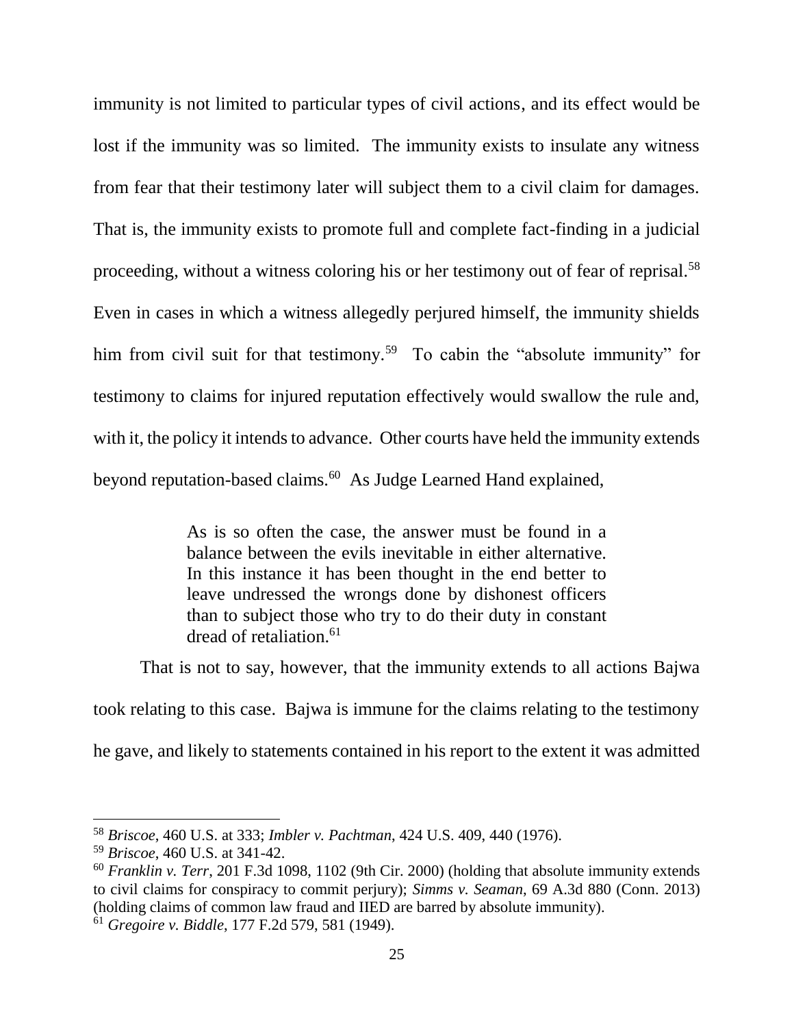immunity is not limited to particular types of civil actions, and its effect would be lost if the immunity was so limited. The immunity exists to insulate any witness from fear that their testimony later will subject them to a civil claim for damages. That is, the immunity exists to promote full and complete fact-finding in a judicial proceeding, without a witness coloring his or her testimony out of fear of reprisal.[58] Even in cases in which a witness allegedly perjured himself, the immunity shields him from civil suit for that testimony.[59] To cabin the "absolute immunity" for testimony to claims for injured reputation effectively would swallow the rule and, with it, the policy it intends to advance. Other courts have held the immunity extends beyond reputation-based claims.[60] As Judge Learned Hand explained,

> As is so often the case, the answer must be found in a balance between the evils inevitable in either alternative. In this instance it has been thought in the end better to leave undressed the wrongs done by dishonest officers than to subject those who try to do their duty in constant dread of retaliation.[61]

That is not to say, however, that the immunity extends to all actions Bajwa took relating to this case. Bajwa is immune for the claims relating to the testimony he gave, and likely to statements contained in his report to the extent it was admitted

---

[58] *Briscoe*, 460 U.S. at 333; *Imbler v. Pachtman*, 424 U.S. 409, 440 (1976).

[59] *Briscoe*, 460 U.S. at 341-42.

[60] *Franklin v. Terr*, 201 F.3d 1098, 1102 (9th Cir. 2000) (holding that absolute immunity extends to civil claims for conspiracy to commit perjury); *Simms v. Seaman*, 69 A.3d 880 (Conn. 2013) (holding claims of common law fraud and IIED are barred by absolute immunity).

[61] *Gregoire v. Biddle*, 177 F.2d 579, 581 (1949).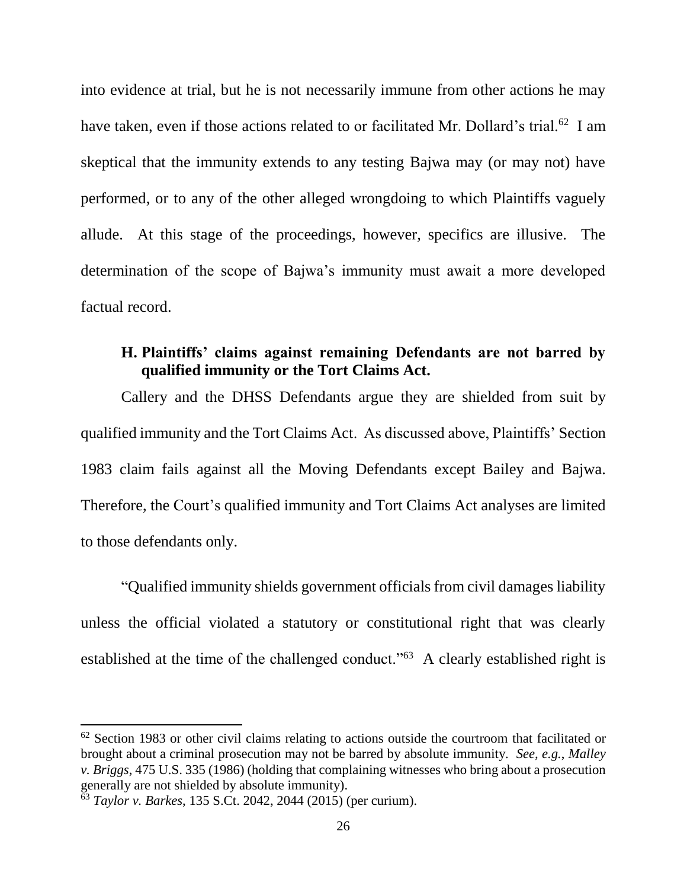into evidence at trial, but he is not necessarily immune from other actions he may have taken, even if those actions related to or facilitated Mr. Dollard's trial.[62] I am skeptical that the immunity extends to any testing Bajwa may (or may not) have performed, or to any of the other alleged wrongdoing to which Plaintiffs vaguely allude. At this stage of the proceedings, however, specifics are illusive. The determination of the scope of Bajwa's immunity must await a more developed factual record.

### H. Plaintiffs' claims against remaining Defendants are not barred by qualified immunity or the Tort Claims Act.

Callery and the DHSS Defendants argue they are shielded from suit by qualified immunity and the Tort Claims Act. As discussed above, Plaintiffs' Section 1983 claim fails against all the Moving Defendants except Bailey and Bajwa. Therefore, the Court's qualified immunity and Tort Claims Act analyses are limited to those defendants only.

"Qualified immunity shields government officials from civil damages liability unless the official violated a statutory or constitutional right that was clearly established at the time of the challenged conduct."[63] A clearly established right is

---

[62] Section 1983 or other civil claims relating to actions outside the courtroom that facilitated or brought about a criminal prosecution may not be barred by absolute immunity. *See, e.g.*, *Malley v. Briggs*, 475 U.S. 335 (1986) (holding that complaining witnesses who bring about a prosecution generally are not shielded by absolute immunity).

[63] *Taylor v. Barkes*, 135 S.Ct. 2042, 2044 (2015) (per curium).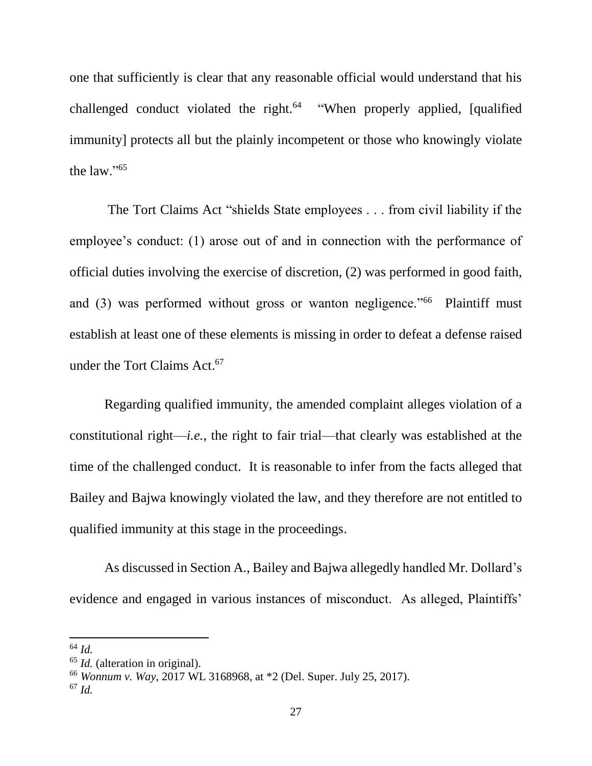one that sufficiently is clear that any reasonable official would understand that his challenged conduct violated the right.[64] "When properly applied, [qualified immunity] protects all but the plainly incompetent or those who knowingly violate the law."[65]

The Tort Claims Act "shields State employees . . . from civil liability if the employee's conduct: (1) arose out of and in connection with the performance of official duties involving the exercise of discretion, (2) was performed in good faith, and (3) was performed without gross or wanton negligence."[66] Plaintiff must establish at least one of these elements is missing in order to defeat a defense raised under the Tort Claims Act.[67]

Regarding qualified immunity, the amended complaint alleges violation of a constitutional right—*i.e.*, the right to fair trial—that clearly was established at the time of the challenged conduct. It is reasonable to infer from the facts alleged that Bailey and Bajwa knowingly violated the law, and they therefore are not entitled to qualified immunity at this stage in the proceedings.

As discussed in Section A., Bailey and Bajwa allegedly handled Mr. Dollard's evidence and engaged in various instances of misconduct. As alleged, Plaintiffs'

---

[64] *Id.*

[65] *Id.* (alteration in original).

[66] *Wonnum v. Way*, 2017 WL 3168968, at *2 (Del. Super. July 25, 2017).

[67] *Id.*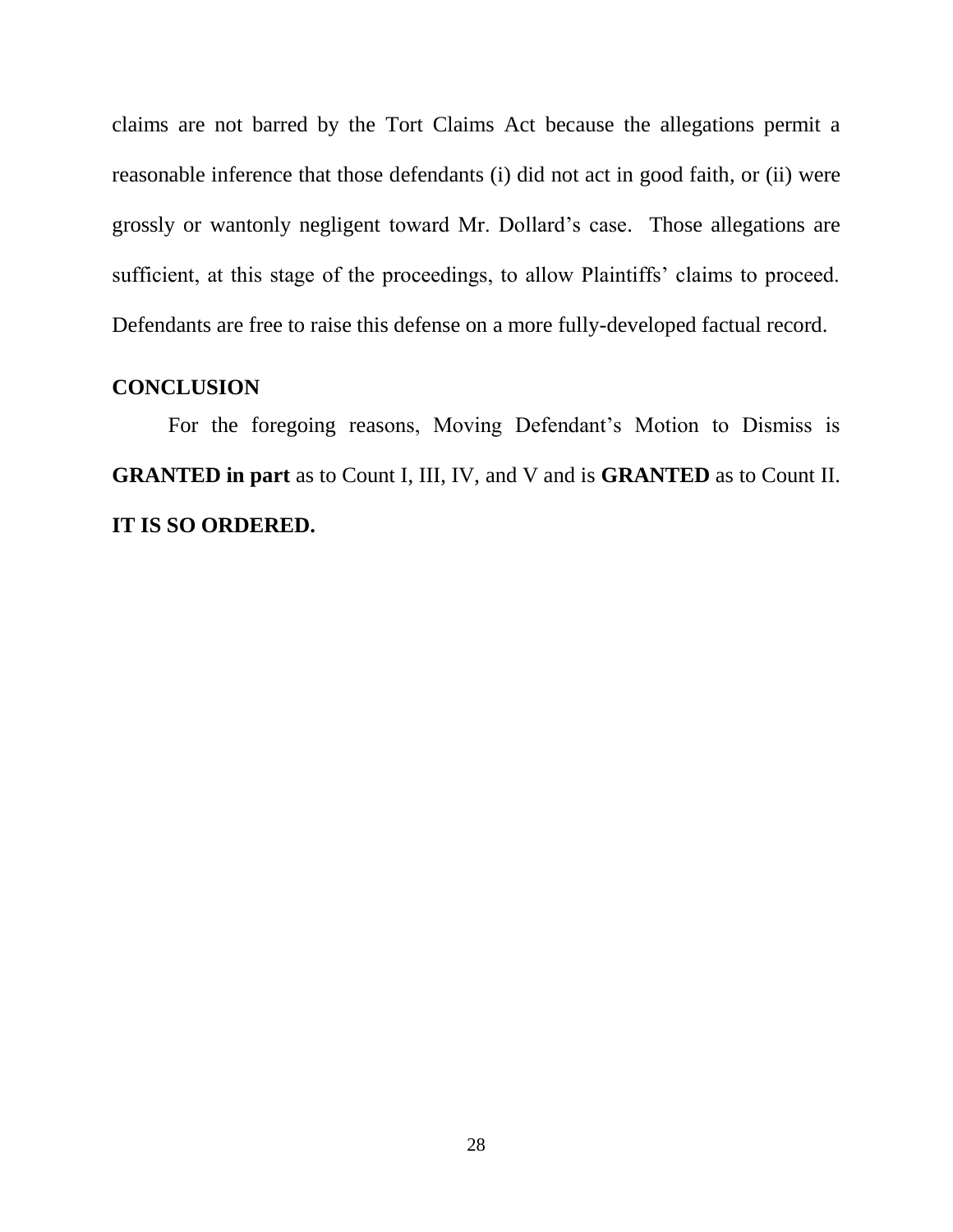claims are not barred by the Tort Claims Act because the allegations permit a reasonable inference that those defendants (i) did not act in good faith, or (ii) were grossly or wantonly negligent toward Mr. Dollard's case. Those allegations are sufficient, at this stage of the proceedings, to allow Plaintiffs' claims to proceed. Defendants are free to raise this defense on a more fully-developed factual record.

**CONCLUSION**

For the foregoing reasons, Moving Defendant's Motion to Dismiss is **GRANTED in part** as to Count I, III, IV, and V and is **GRANTED** as to Count II.

**IT IS SO ORDERED.**